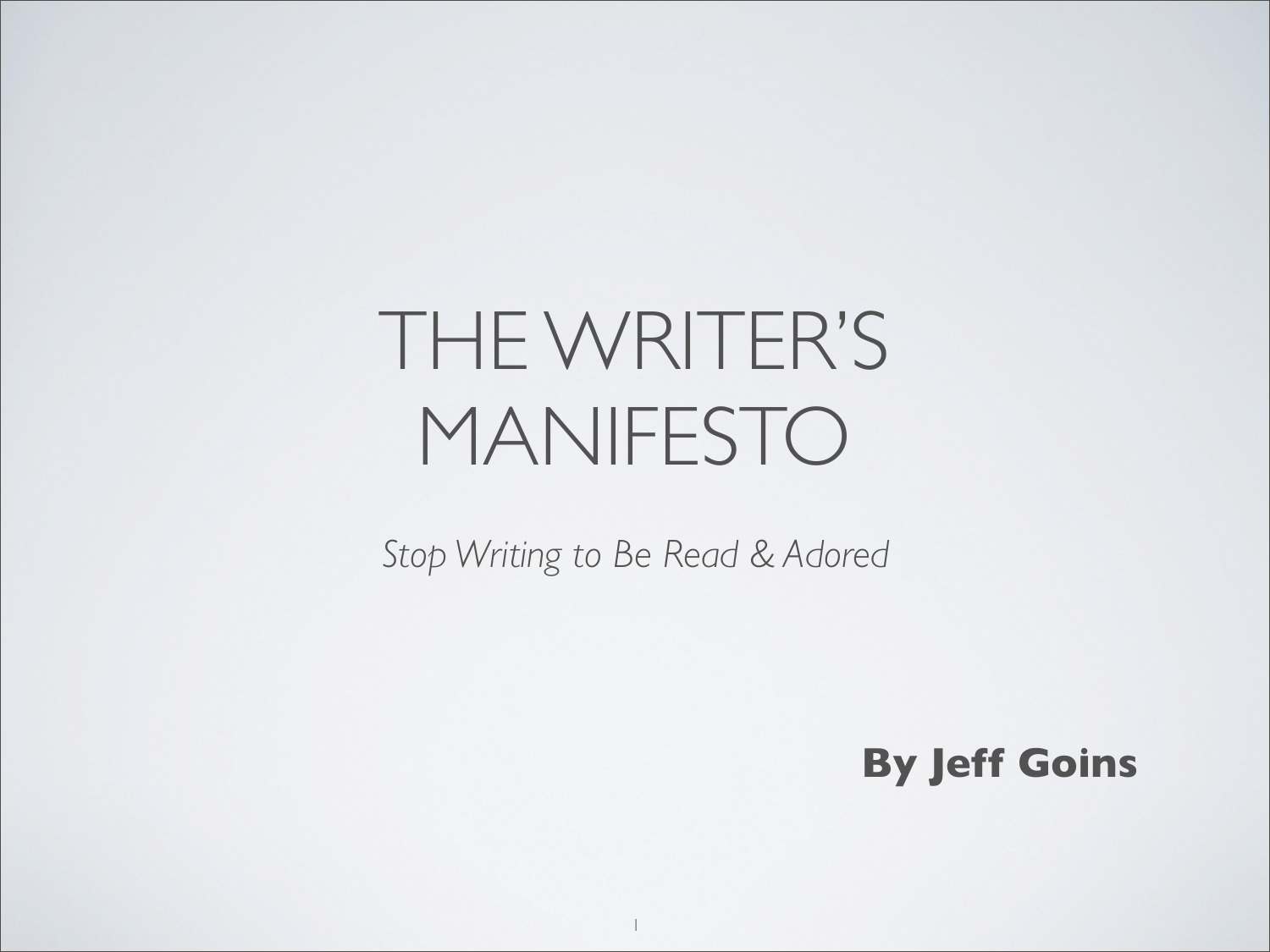# THE WRITER'S MANIFESTO

*Stop Writing to Be Read & Adored*

**By Jeff Goins**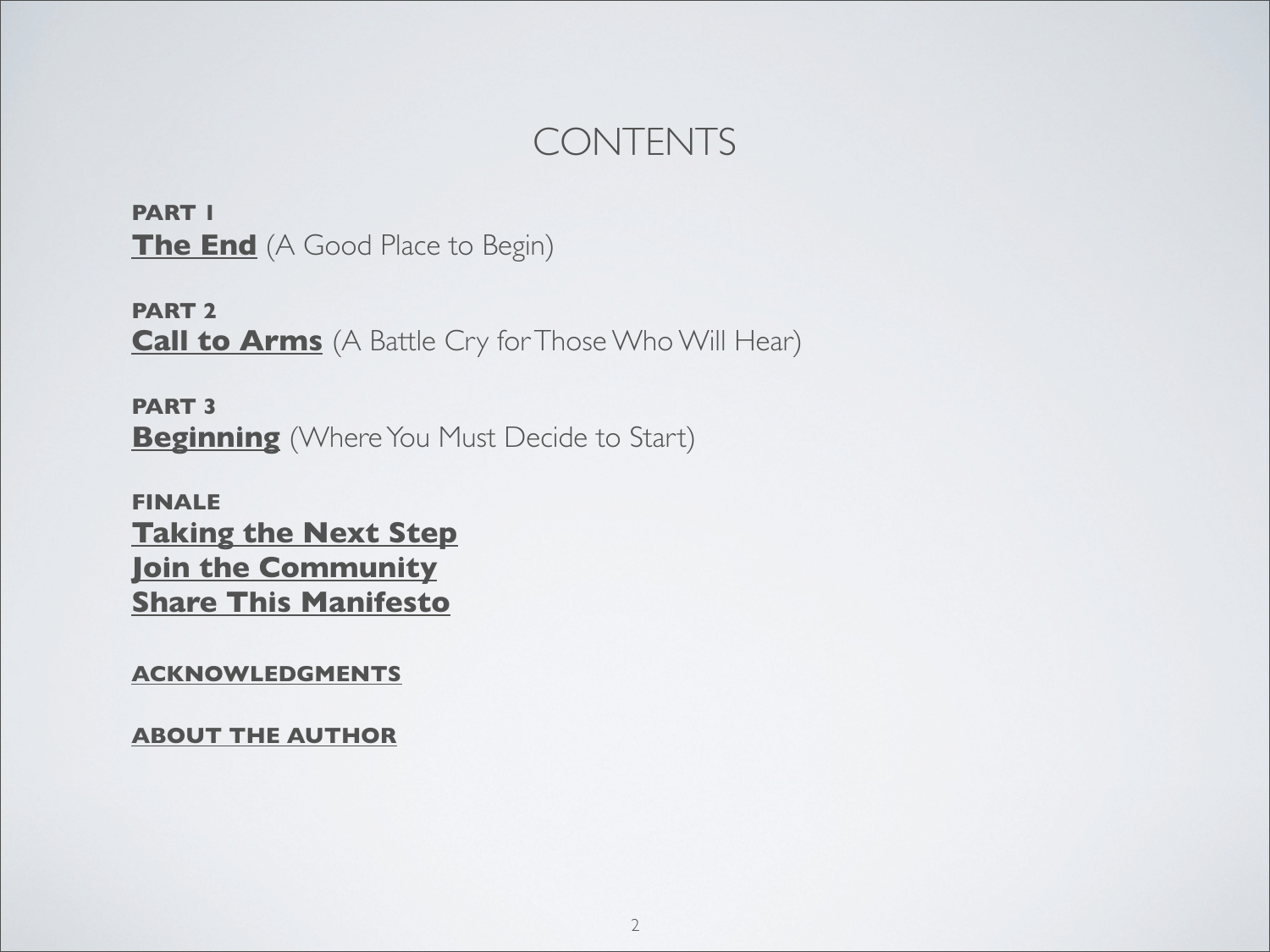# CONTENTS

**PART 1**
**The End** (A Good Place to Begin)

**PART 2**
**Call to Arms** (A Battle Cry for Those Who Will Hear)

**PART 3**
**Beginning** (Where You Must Decide to Start)

**FINALE**
**Taking the Next Step**
**Join the Community**
**Share This Manifesto**

**ACKNOWLEDGMENTS**

**ABOUT THE AUTHOR**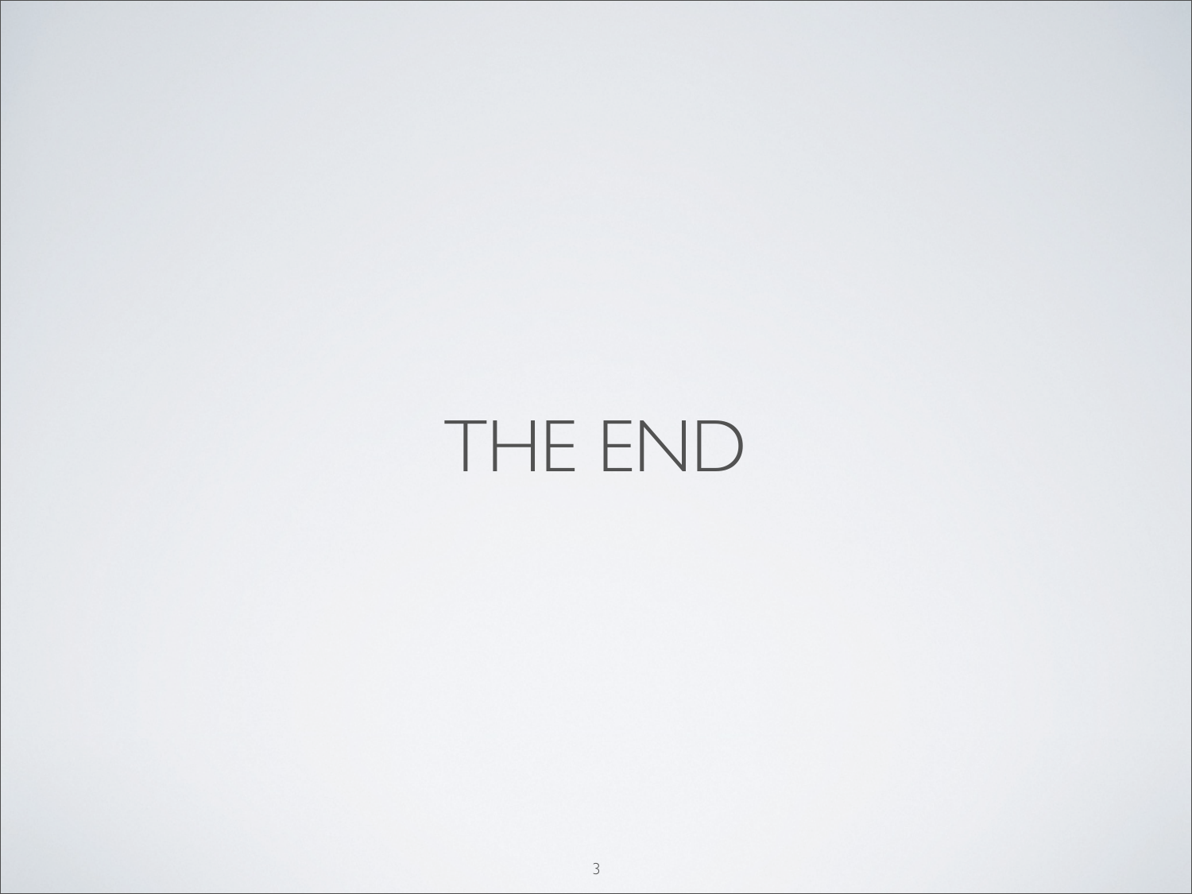# THE END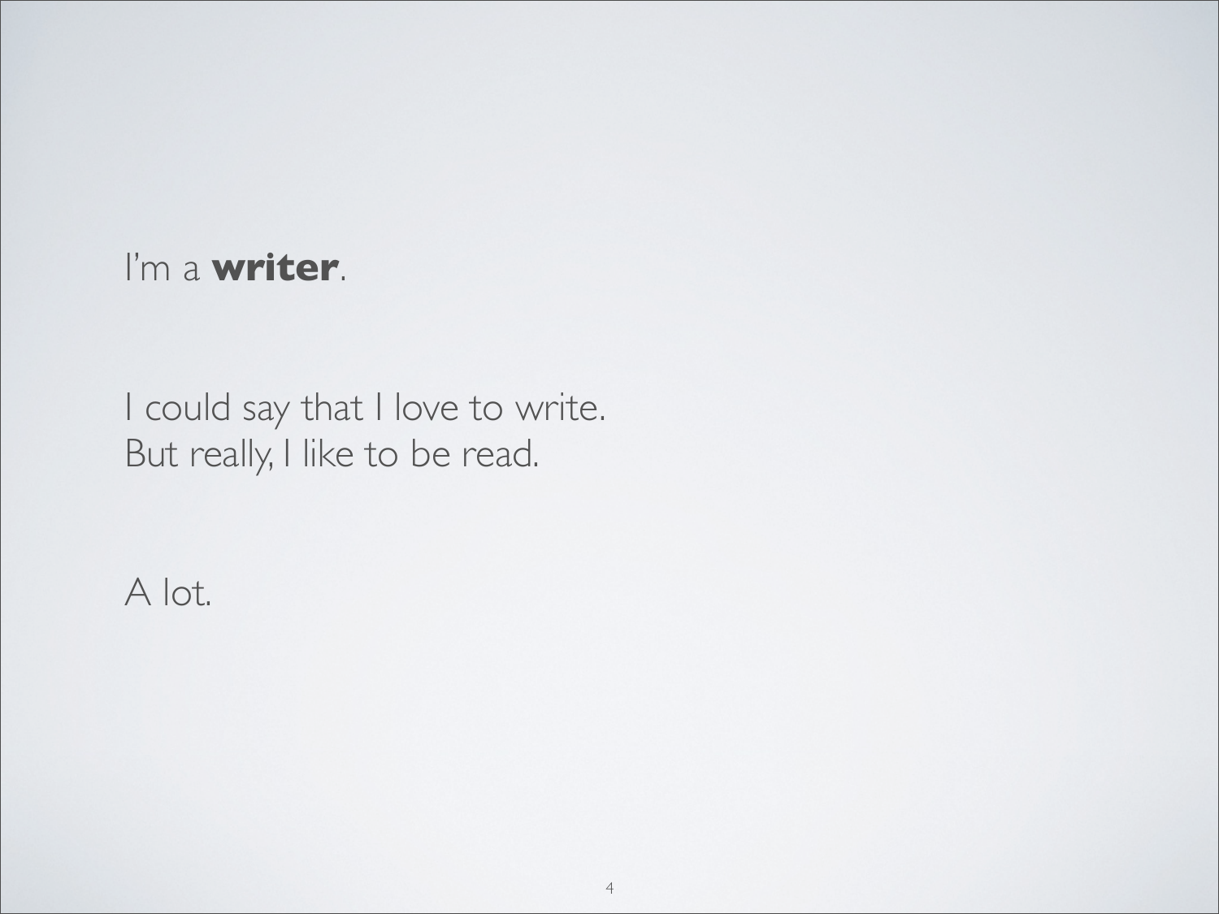I'm a **writer**.

I could say that I love to write.
But really, I like to be read.

A lot.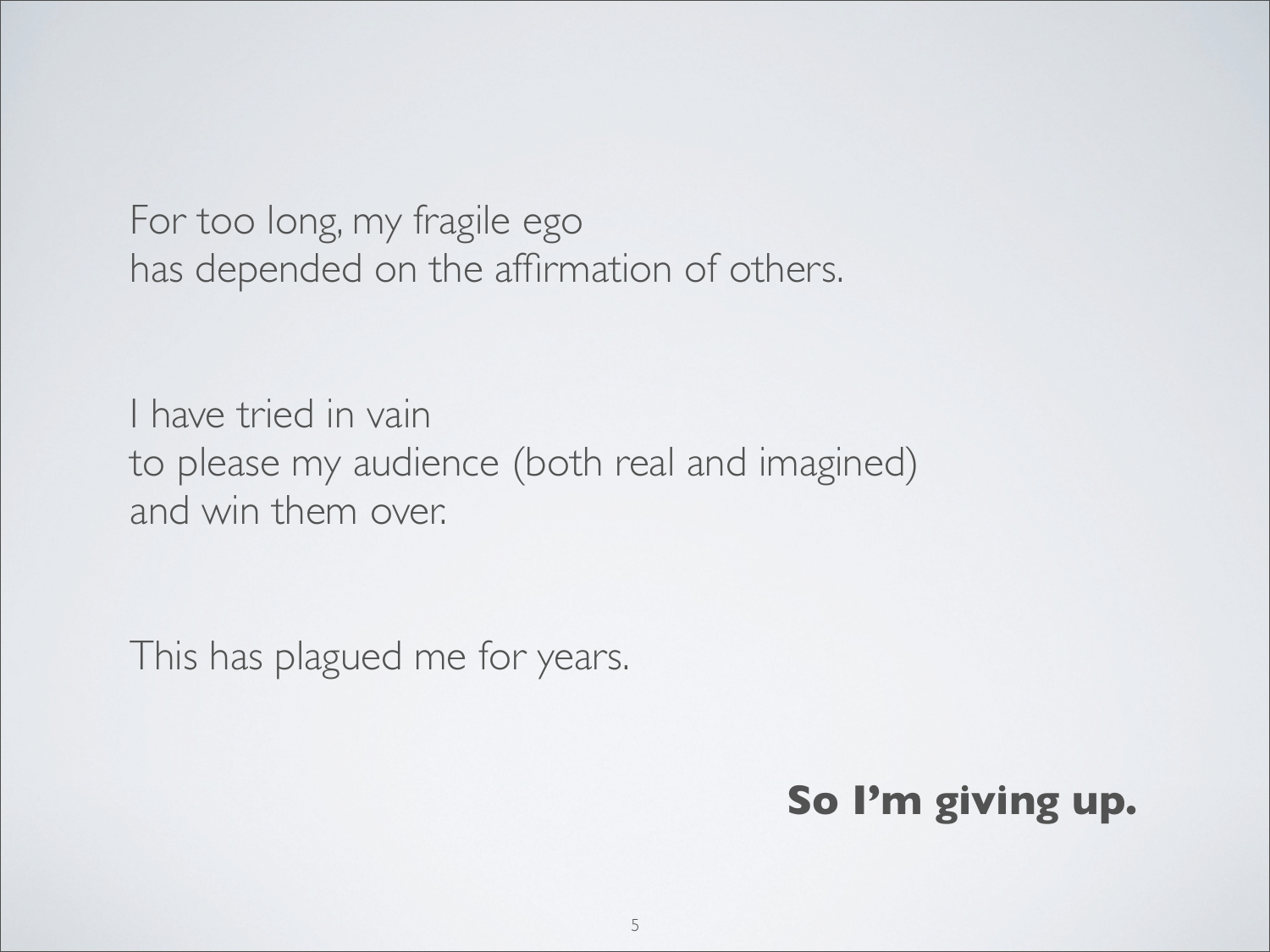For too long, my fragile ego
has depended on the affirmation of others.

I have tried in vain
to please my audience (both real and imagined)
and win them over.

This has plagued me for years.

**So I'm giving up.**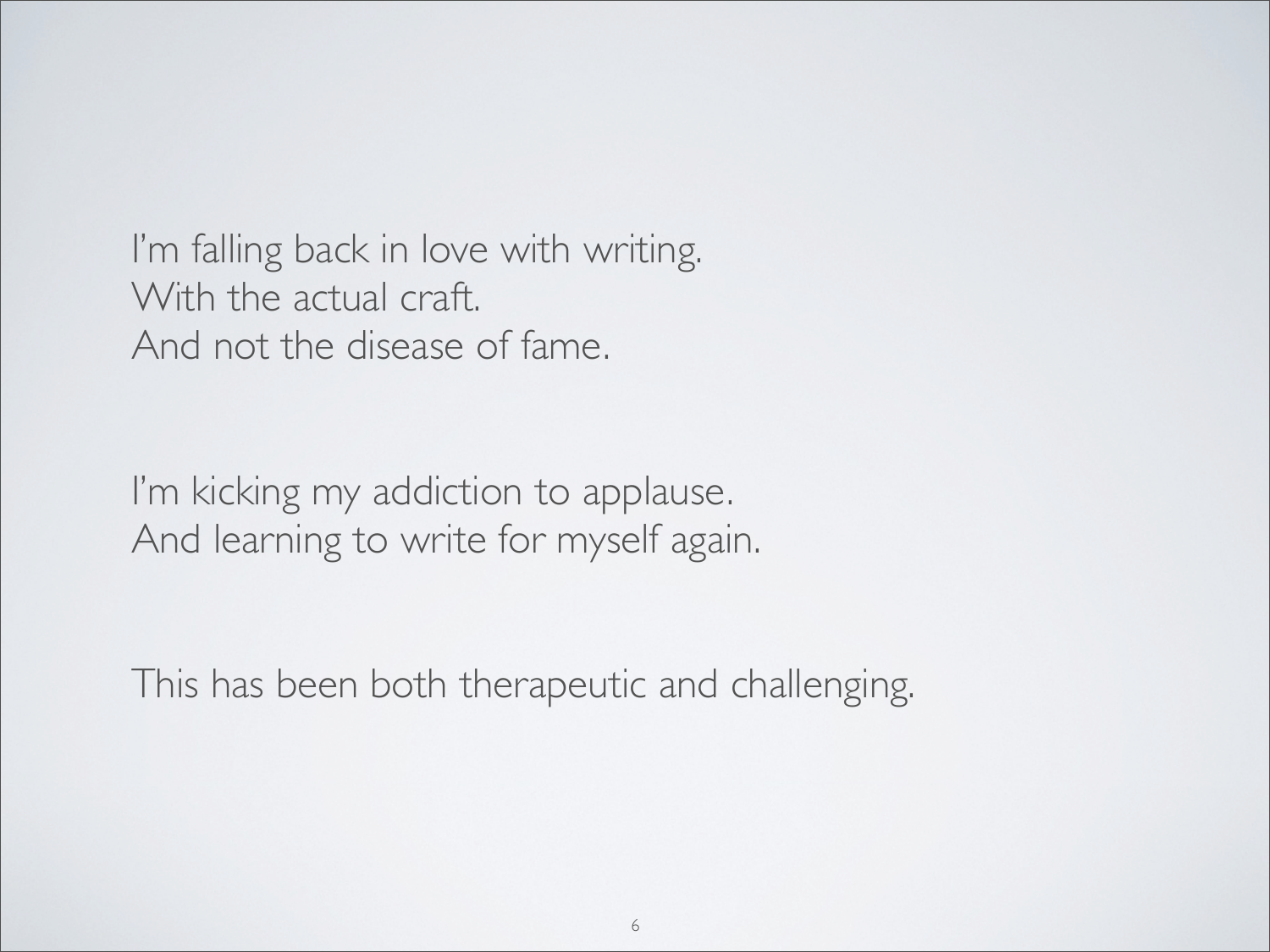I'm falling back in love with writing.
With the actual craft.
And not the disease of fame.

I'm kicking my addiction to applause.
And learning to write for myself again.

This has been both therapeutic and challenging.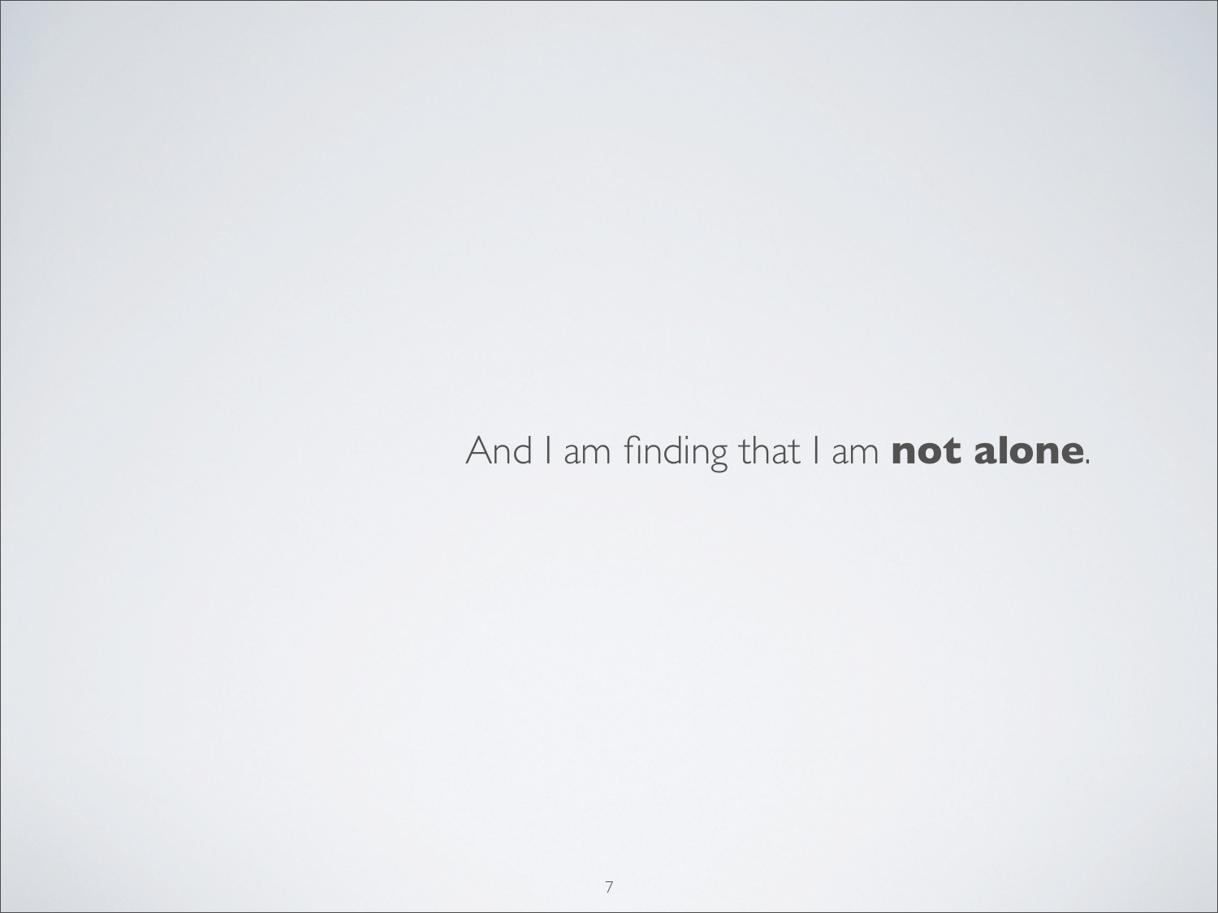And I am finding that I am **not alone**.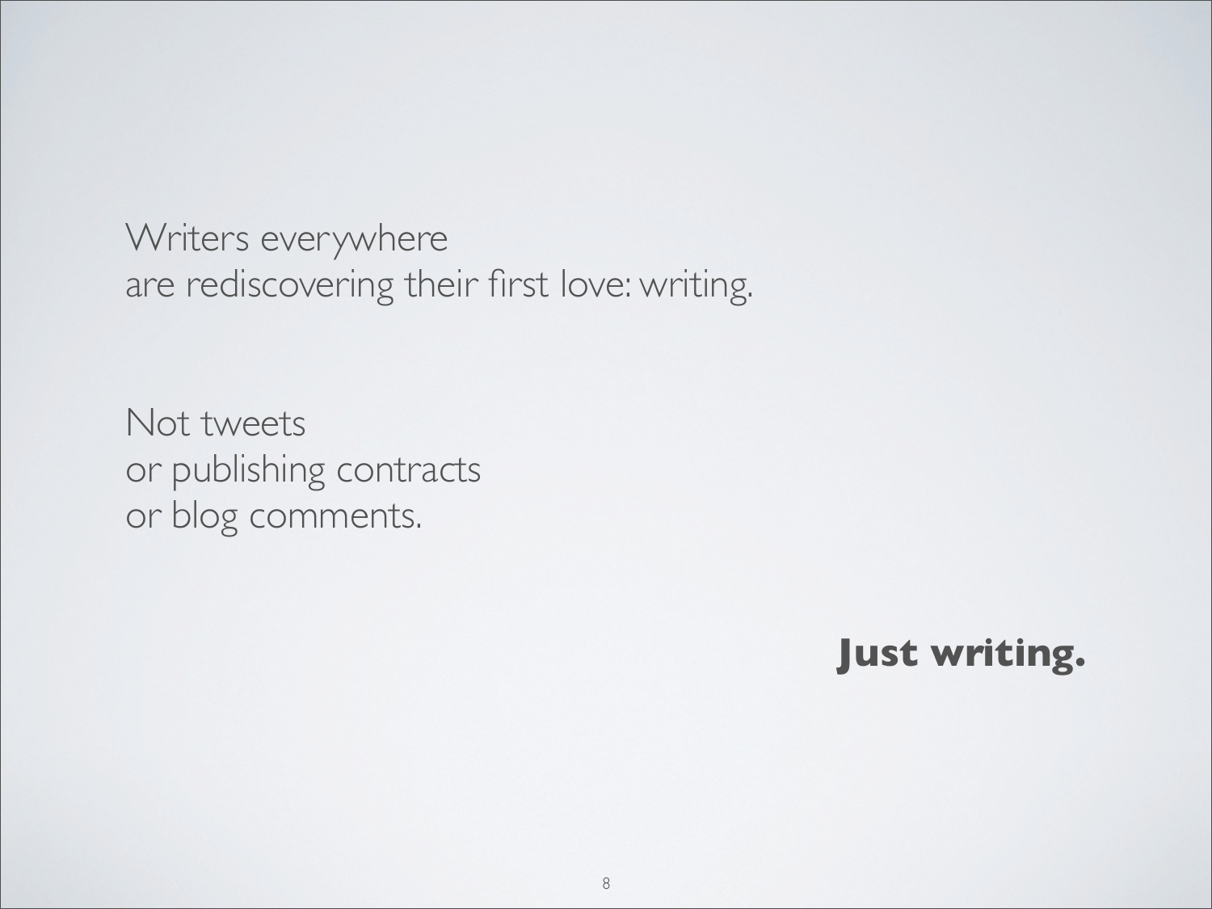Writers everywhere
are rediscovering their first love: writing.

Not tweets
or publishing contracts
or blog comments.

**Just writing.**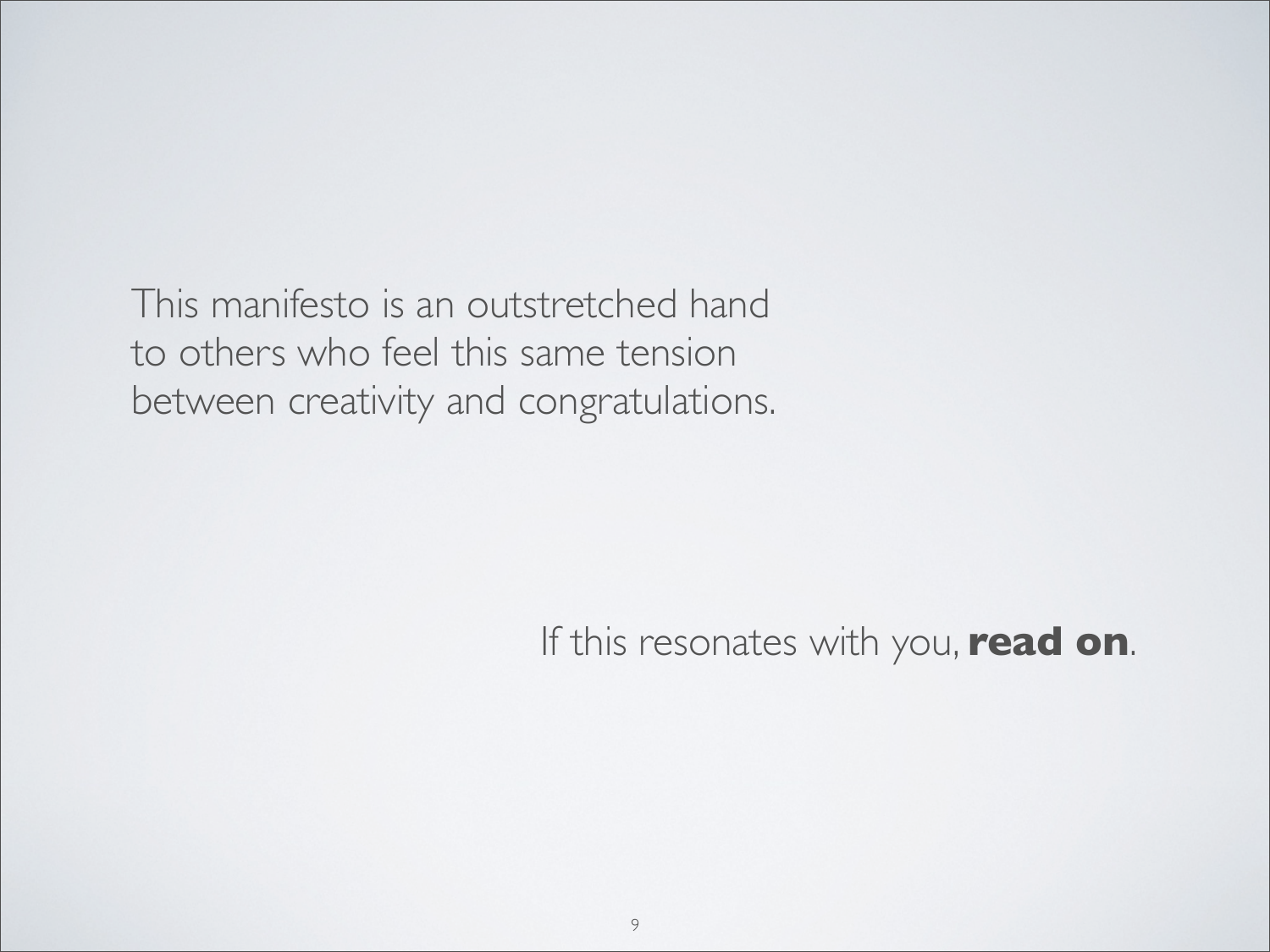This manifesto is an outstretched hand to others who feel this same tension between creativity and congratulations.

If this resonates with you, **read on**.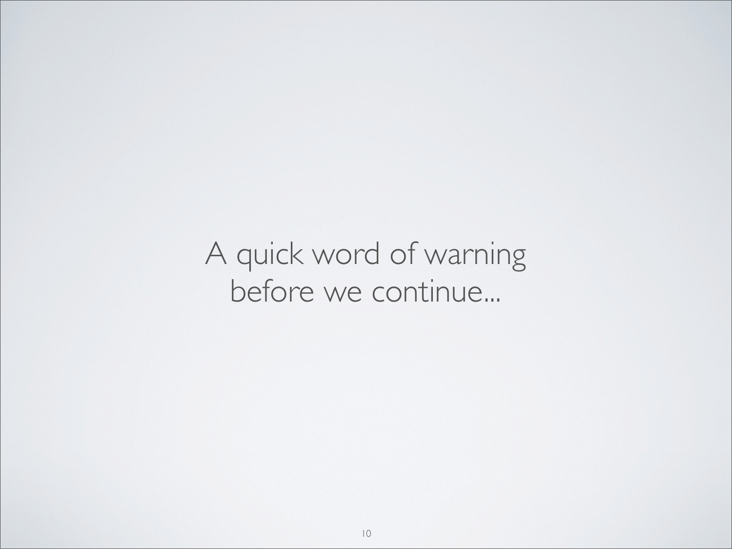A quick word of warning before we continue...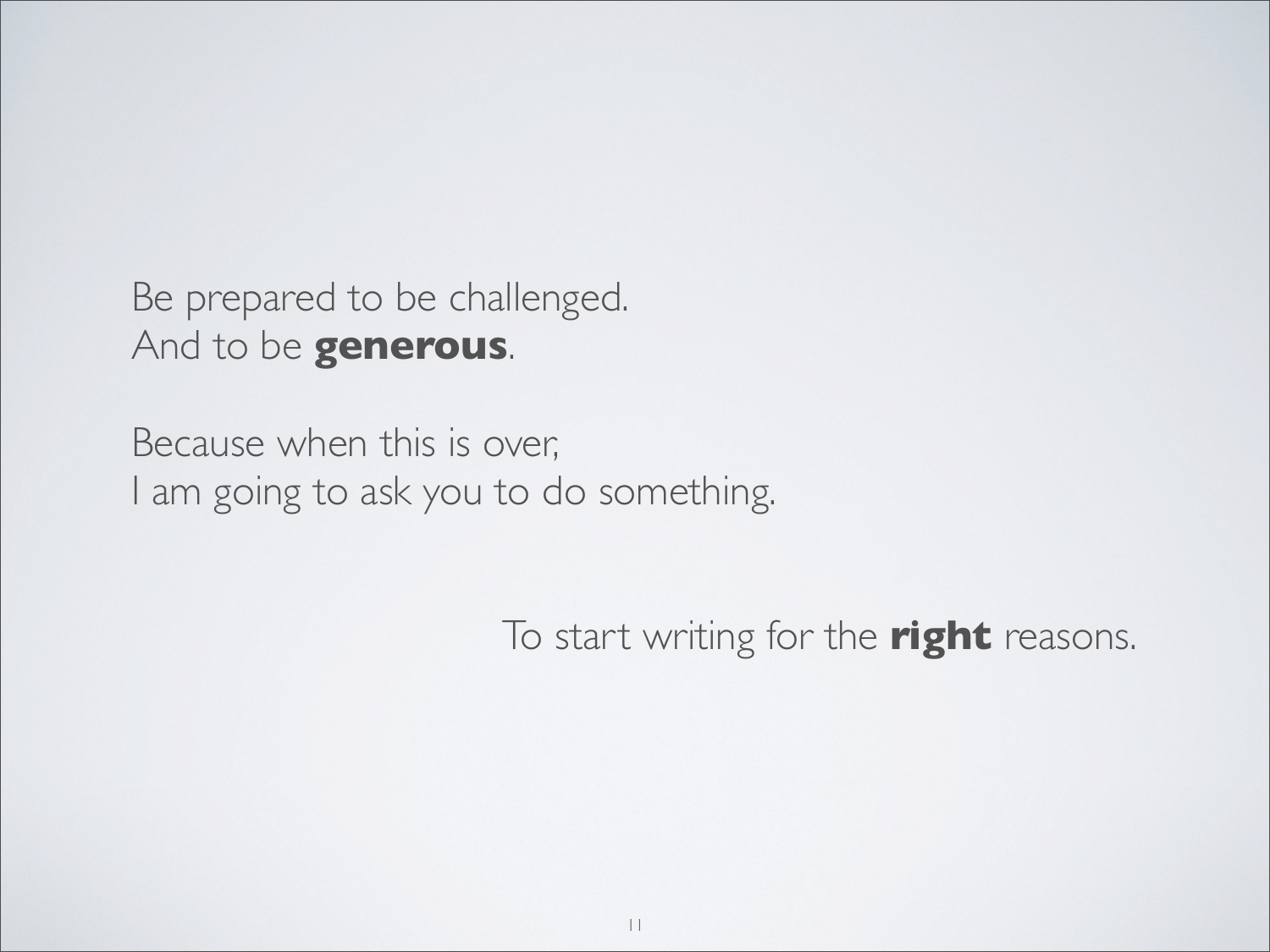Be prepared to be challenged.
And to be **generous**.

Because when this is over,
I am going to ask you to do something.

To start writing for the **right** reasons.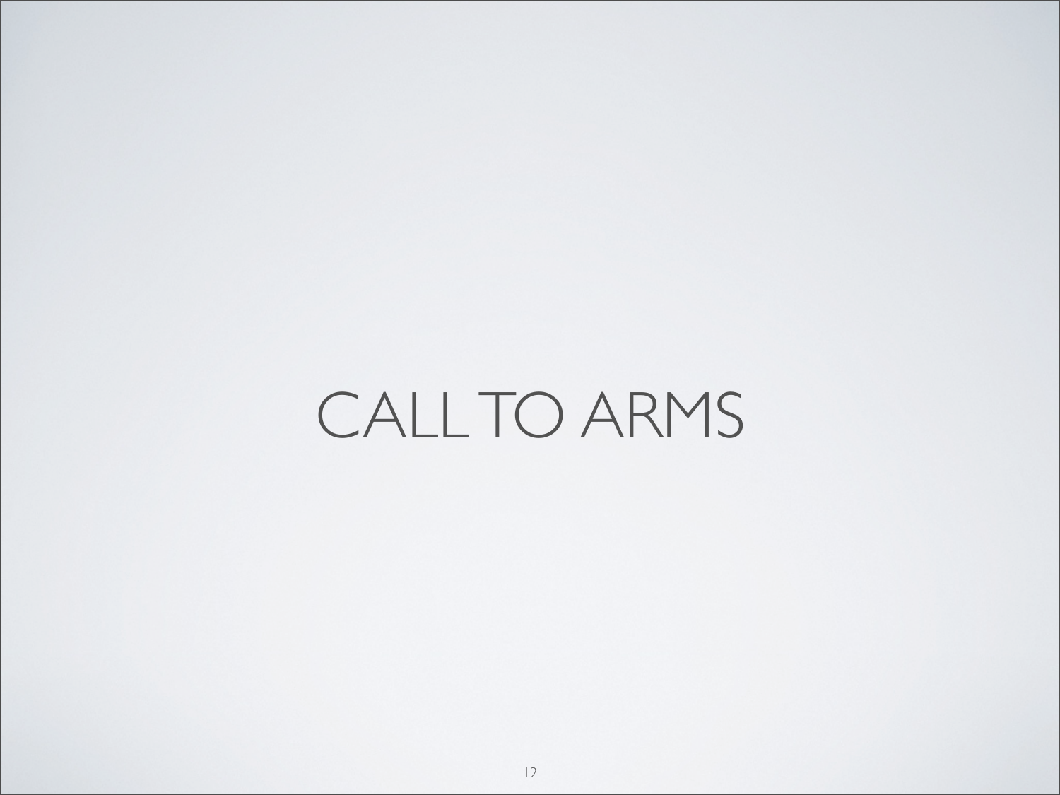# CALL TO ARMS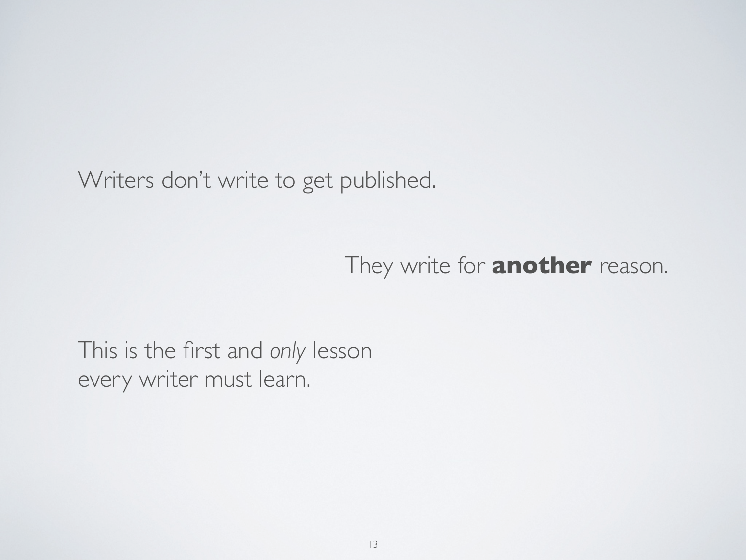Writers don't write to get published.

They write for **another** reason.

This is the first and *only* lesson
every writer must learn.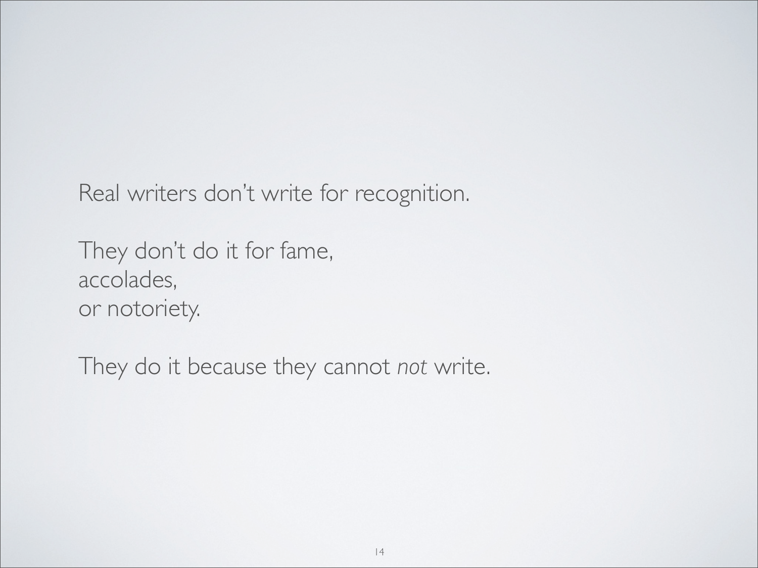Real writers don't write for recognition.

They don't do it for fame,
accolades,
or notoriety.

They do it because they cannot *not* write.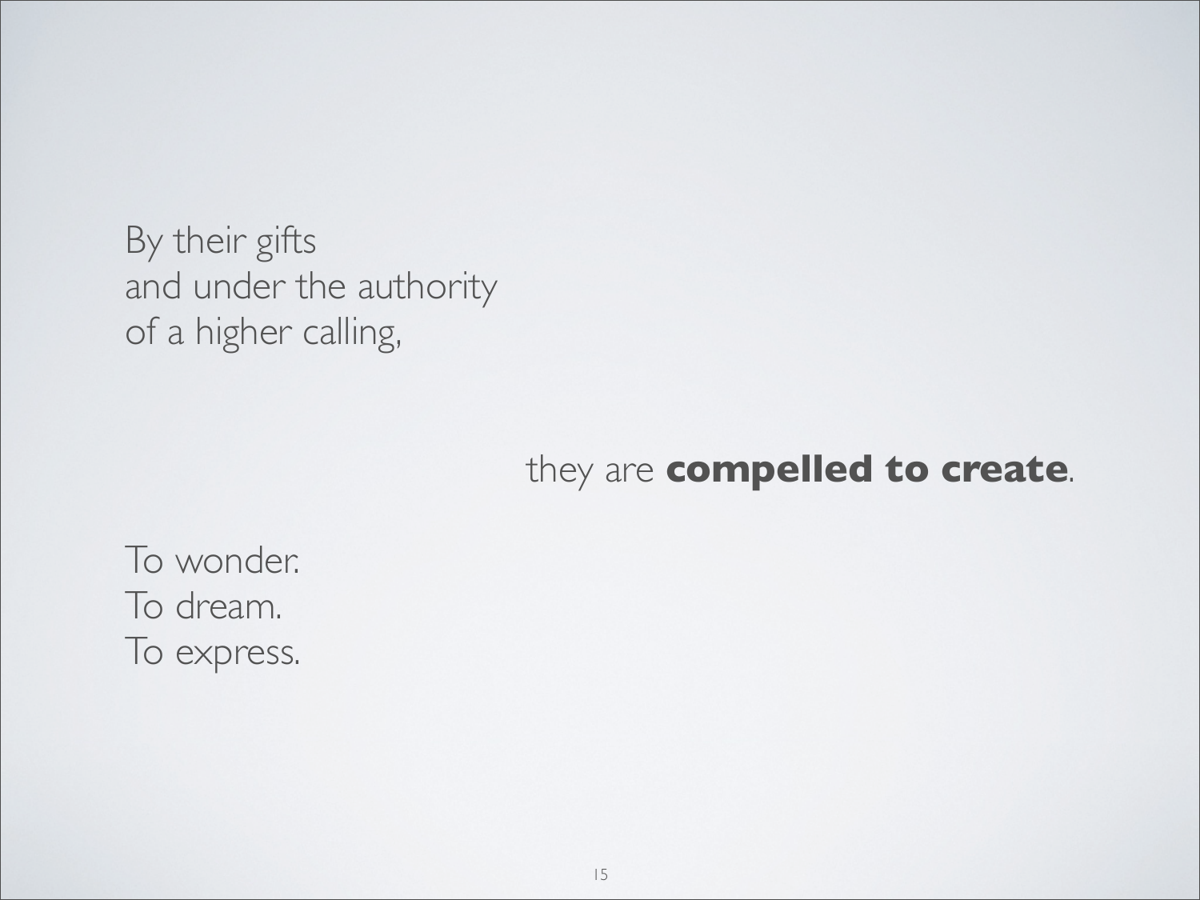By their gifts
and under the authority
of a higher calling,

they are **compelled to create**.

To wonder.
To dream.
To express.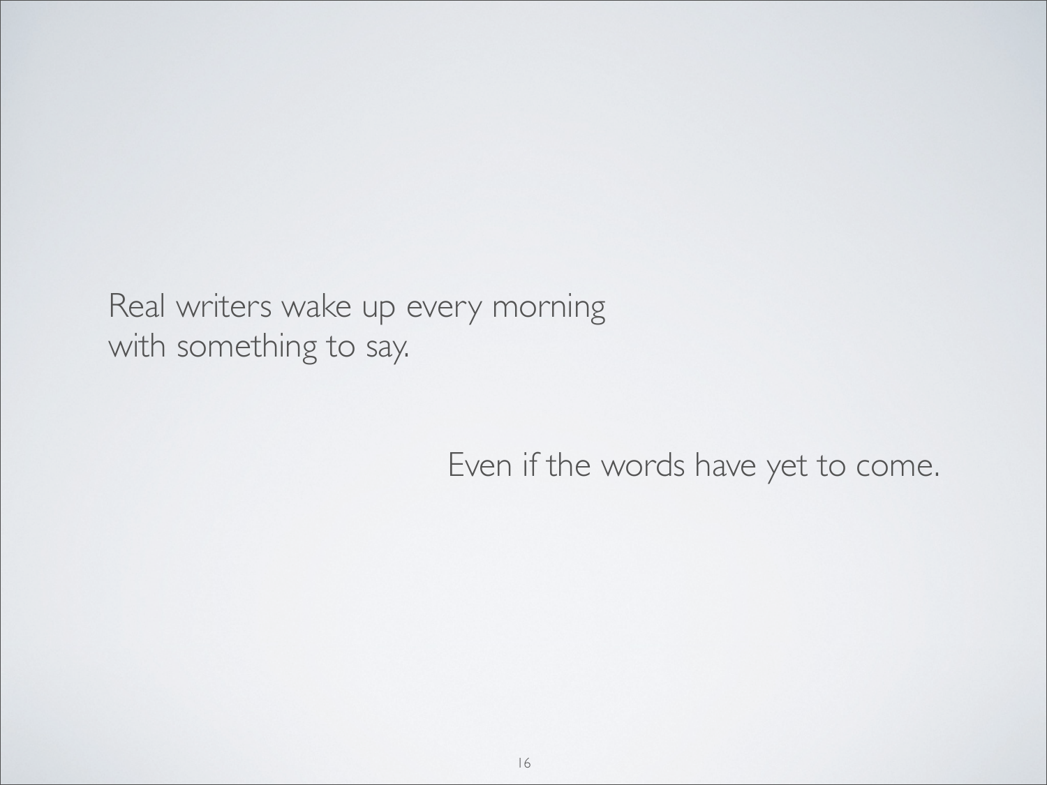Real writers wake up every morning
with something to say.

Even if the words have yet to come.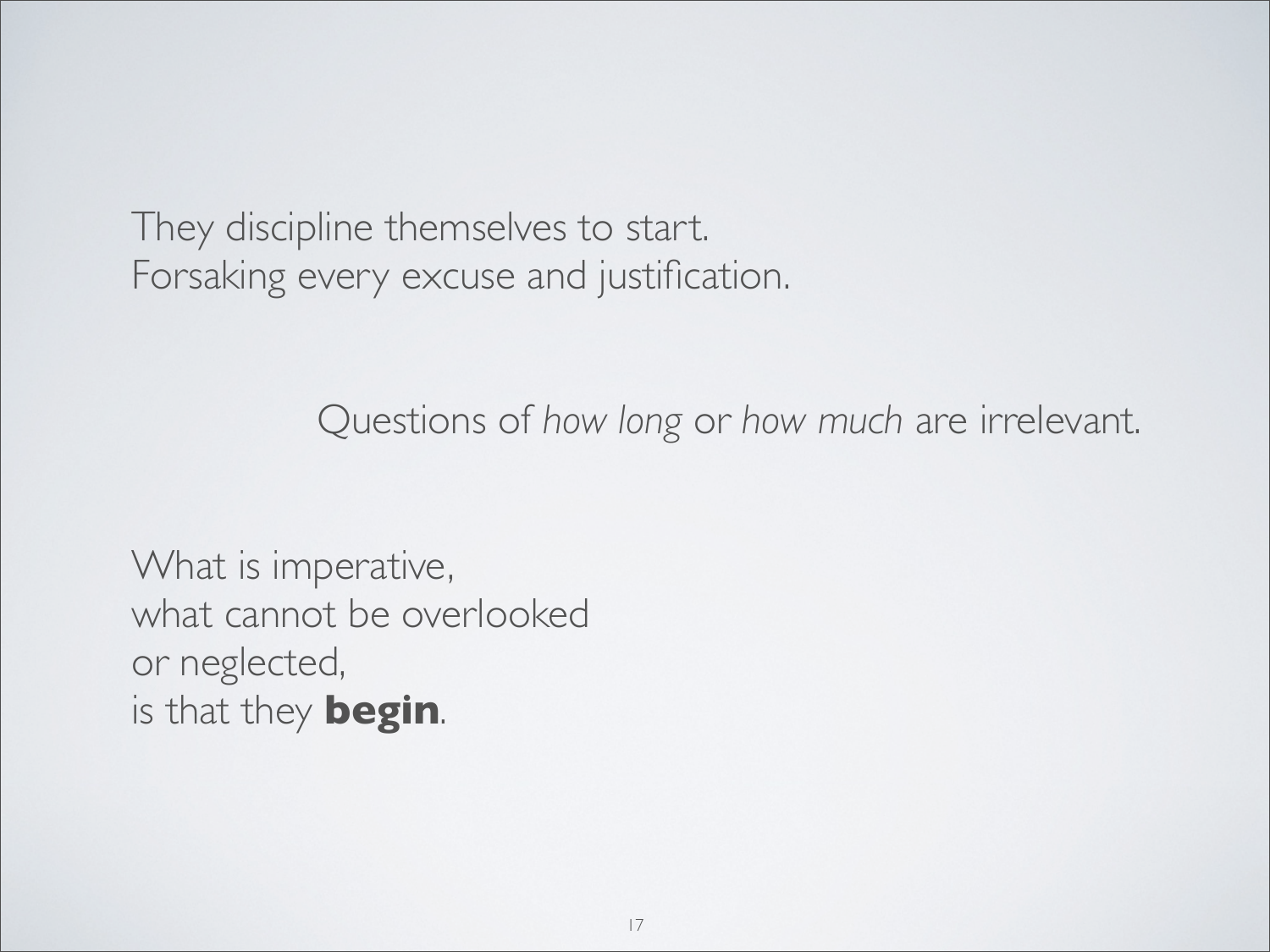They discipline themselves to start.
Forsaking every excuse and justification.

Questions of *how long* or *how much* are irrelevant.

What is imperative,
what cannot be overlooked
or neglected,
is that they **begin**.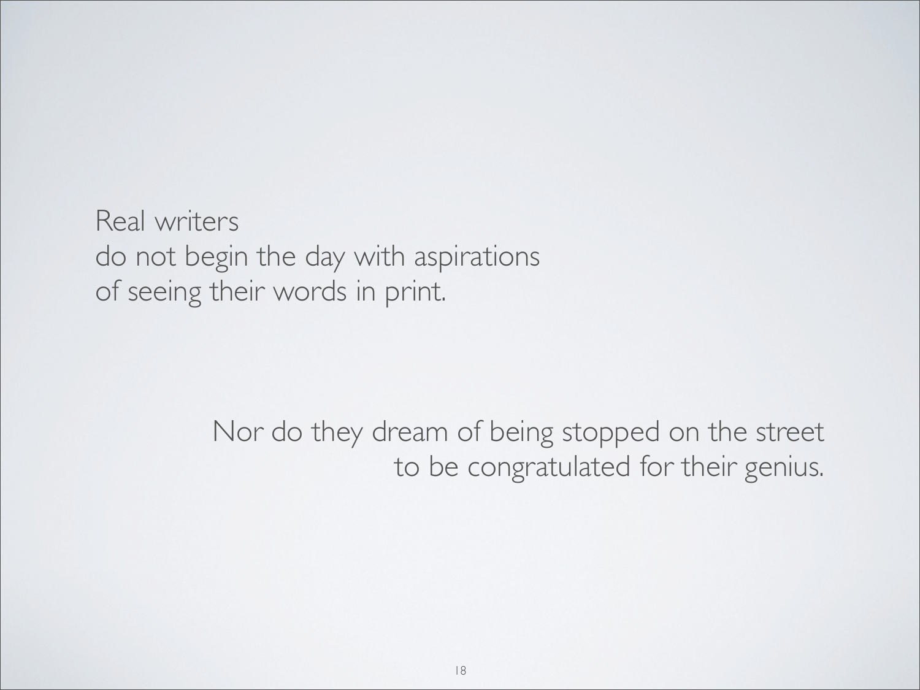Real writers
do not begin the day with aspirations
of seeing their words in print.

Nor do they dream of being stopped on the street
to be congratulated for their genius.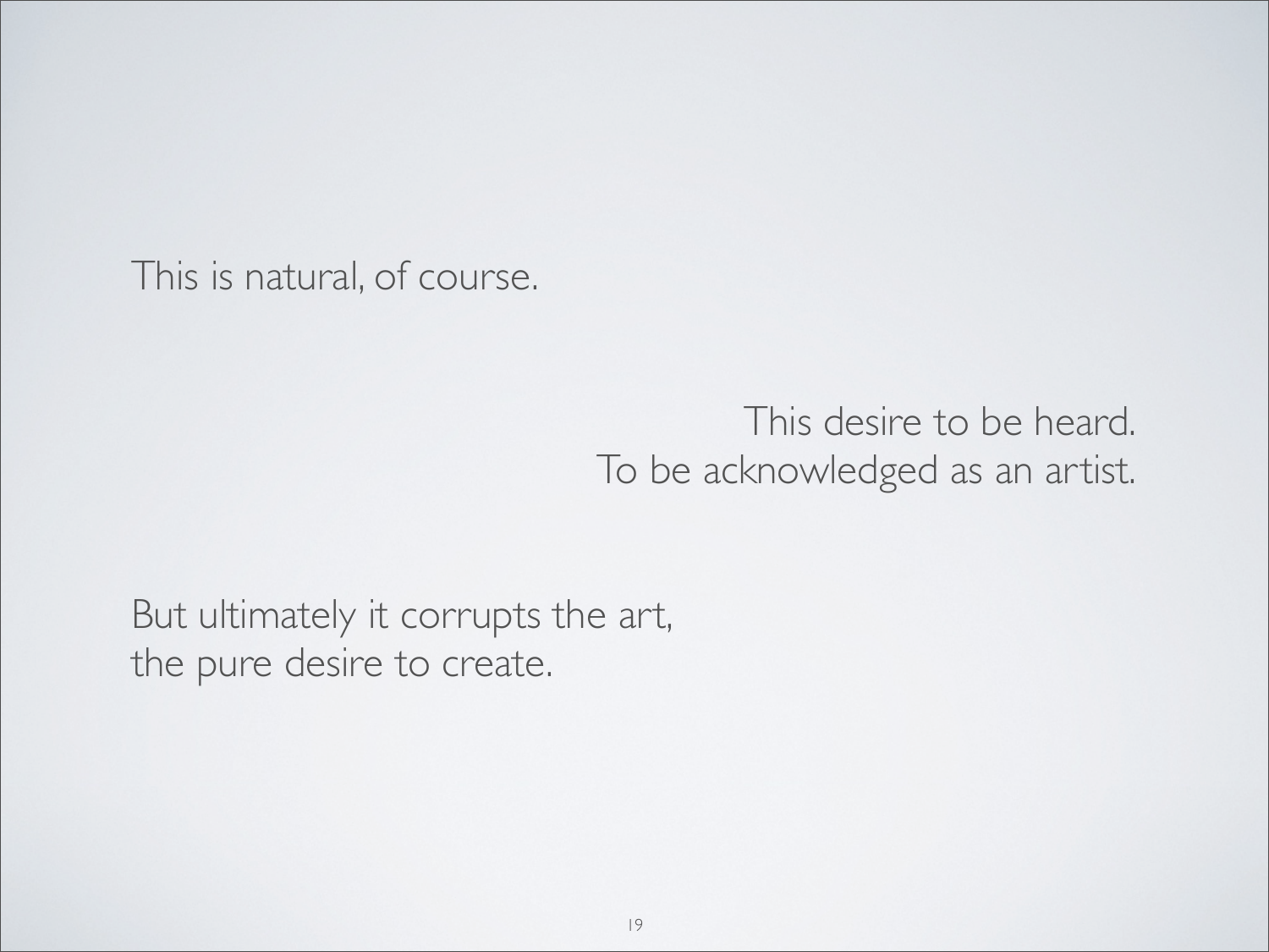This is natural, of course.

This desire to be heard.
To be acknowledged as an artist.

But ultimately it corrupts the art,
the pure desire to create.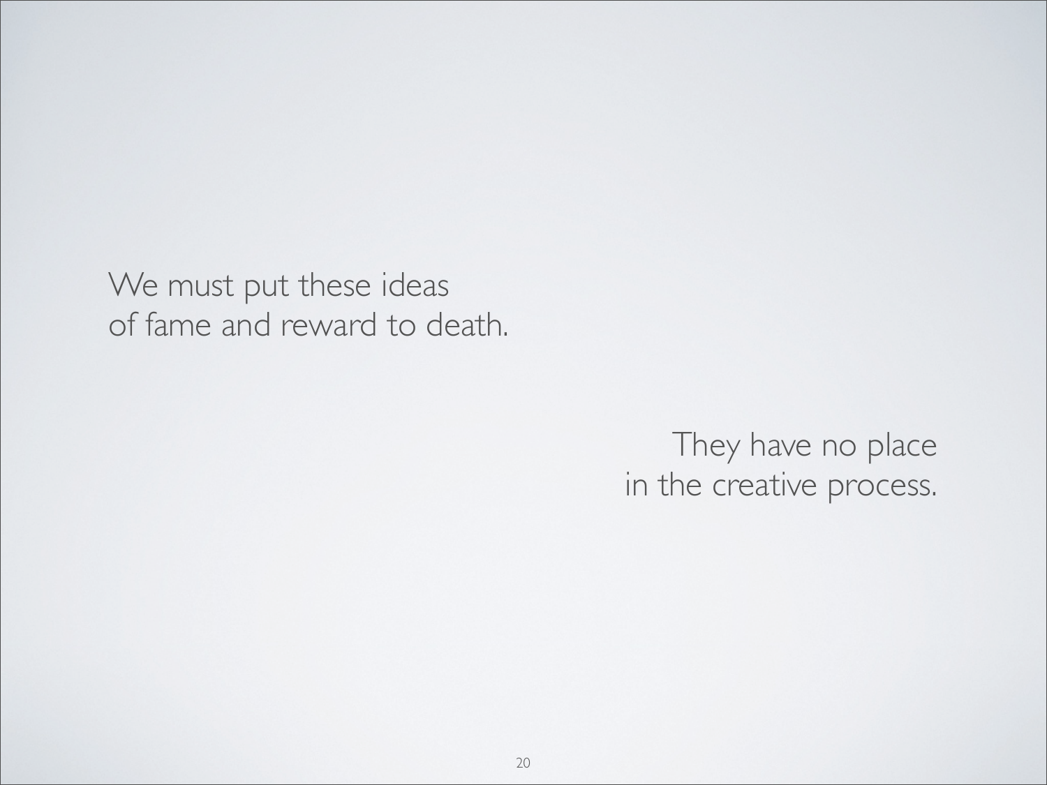We must put these ideas
of fame and reward to death.

They have no place
in the creative process.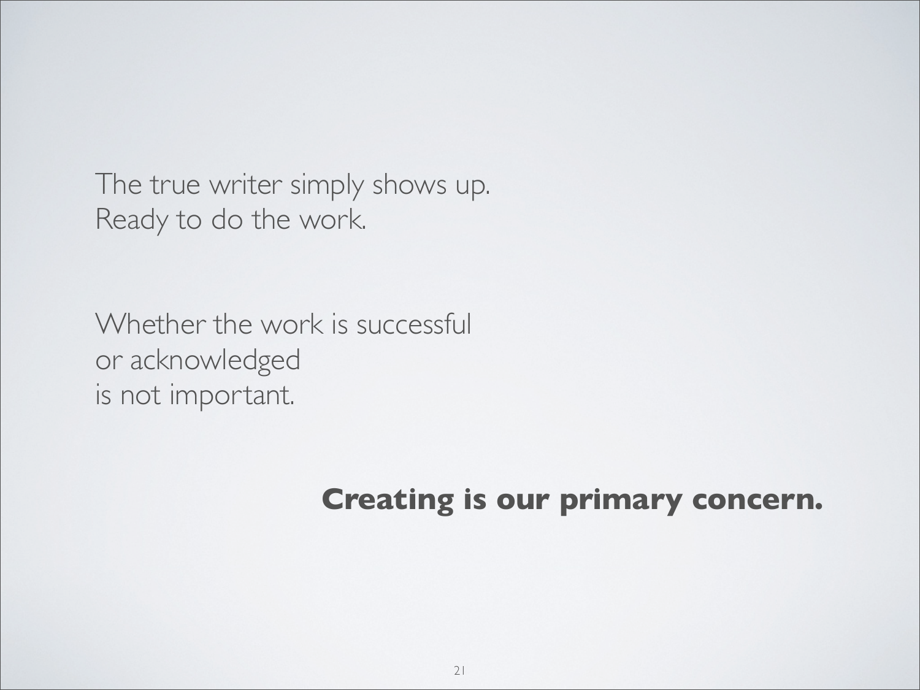The true writer simply shows up.
Ready to do the work.

Whether the work is successful
or acknowledged
is not important.

**Creating is our primary concern.**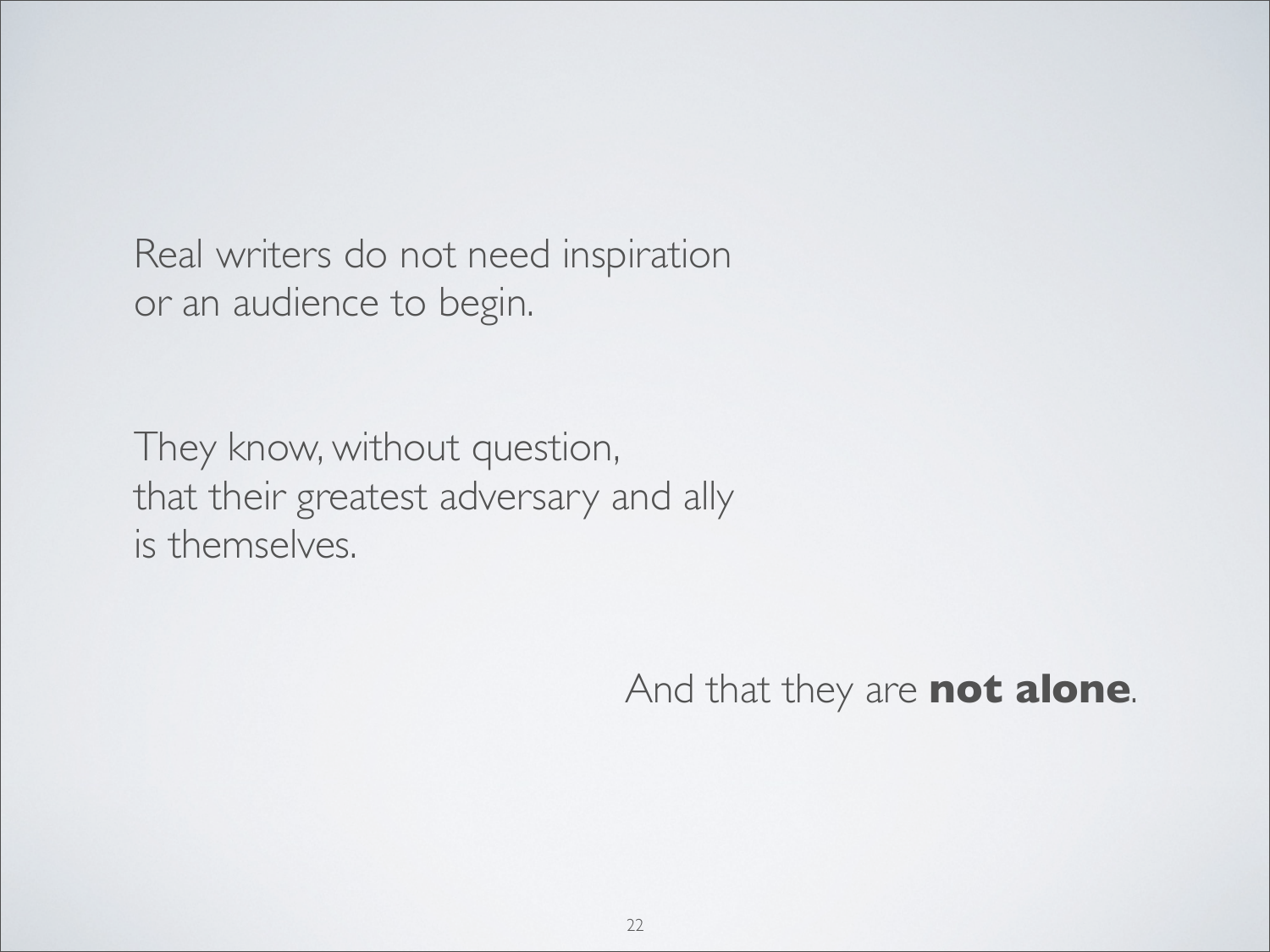Real writers do not need inspiration
or an audience to begin.

They know, without question,
that their greatest adversary and ally
is themselves.

And that they are **not alone**.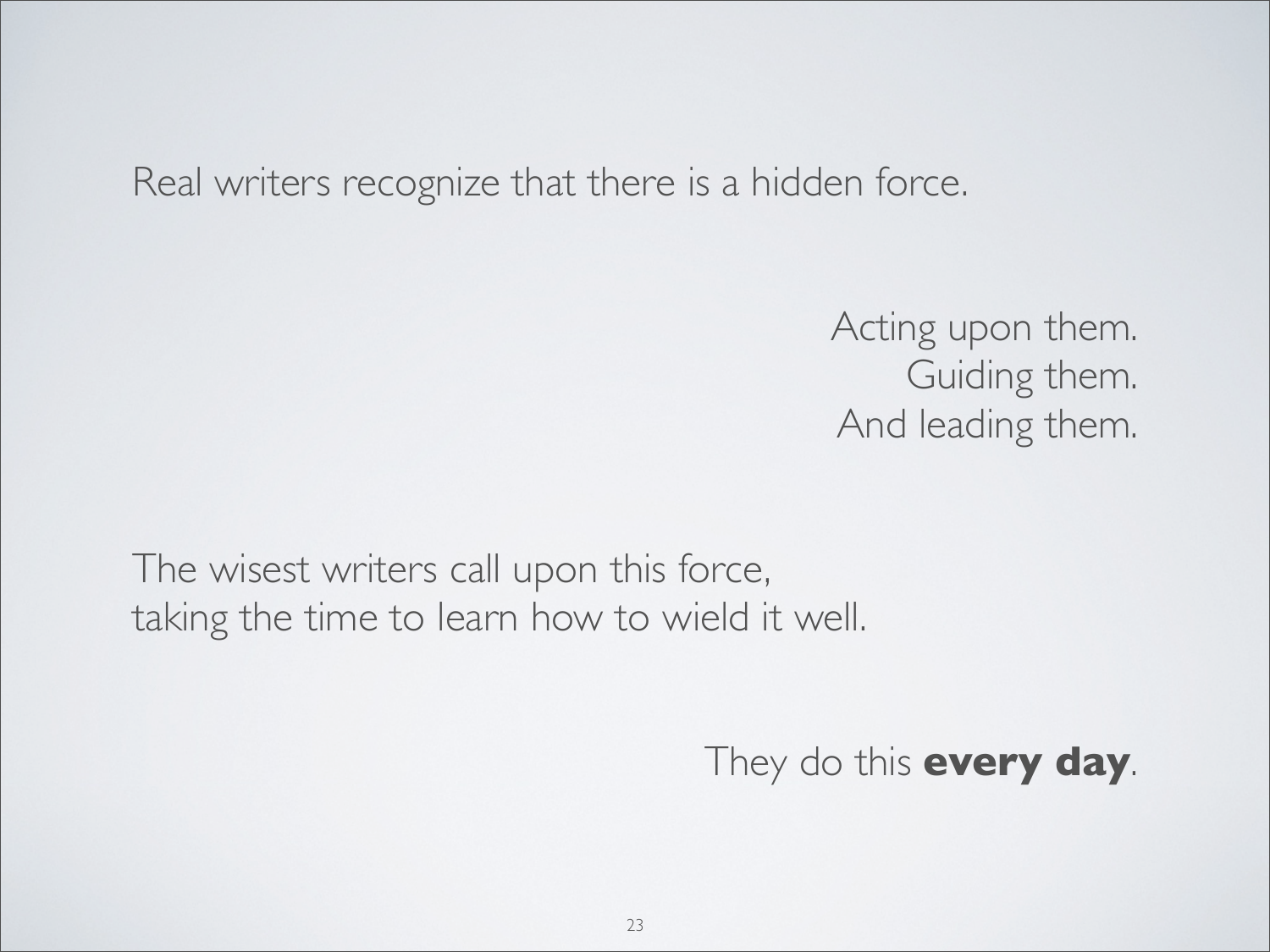Real writers recognize that there is a hidden force.

Acting upon them.
Guiding them.
And leading them.

The wisest writers call upon this force,
taking the time to learn how to wield it well.

They do this **every day**.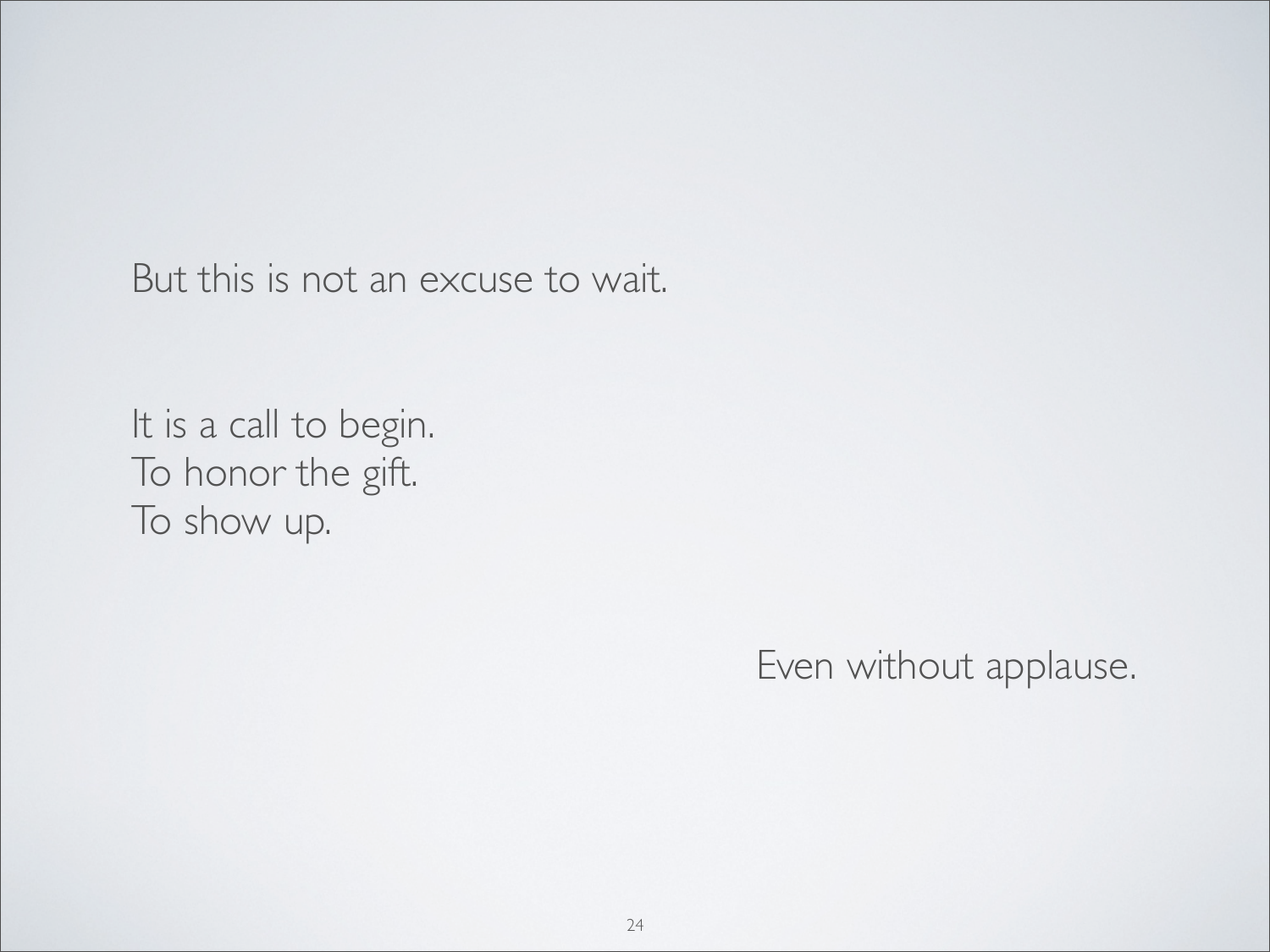But this is not an excuse to wait.

It is a call to begin.
To honor the gift.
To show up.

Even without applause.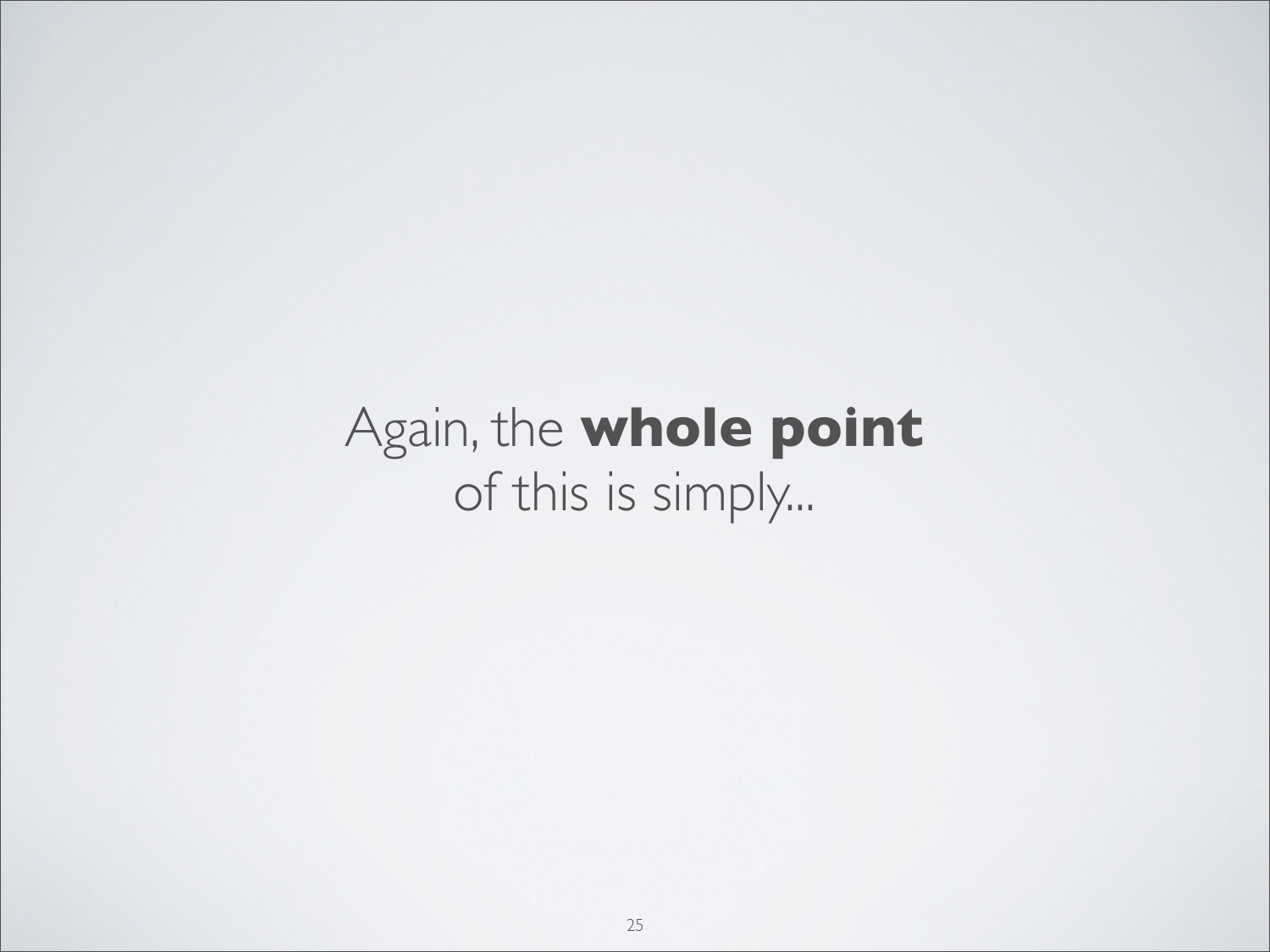Again, the **whole point** of this is simply...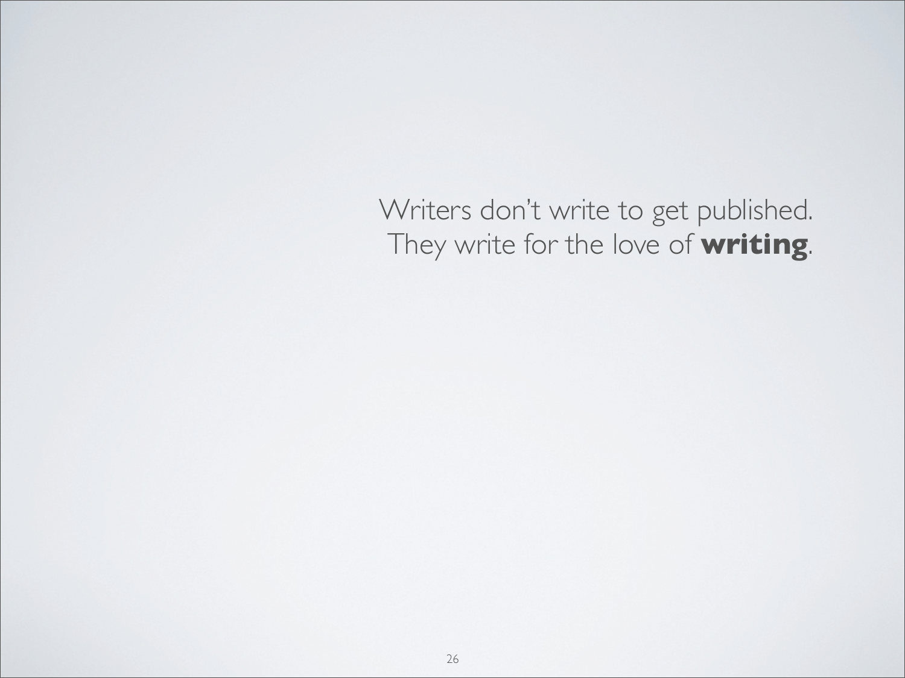Writers don't write to get published.
They write for the love of **writing**.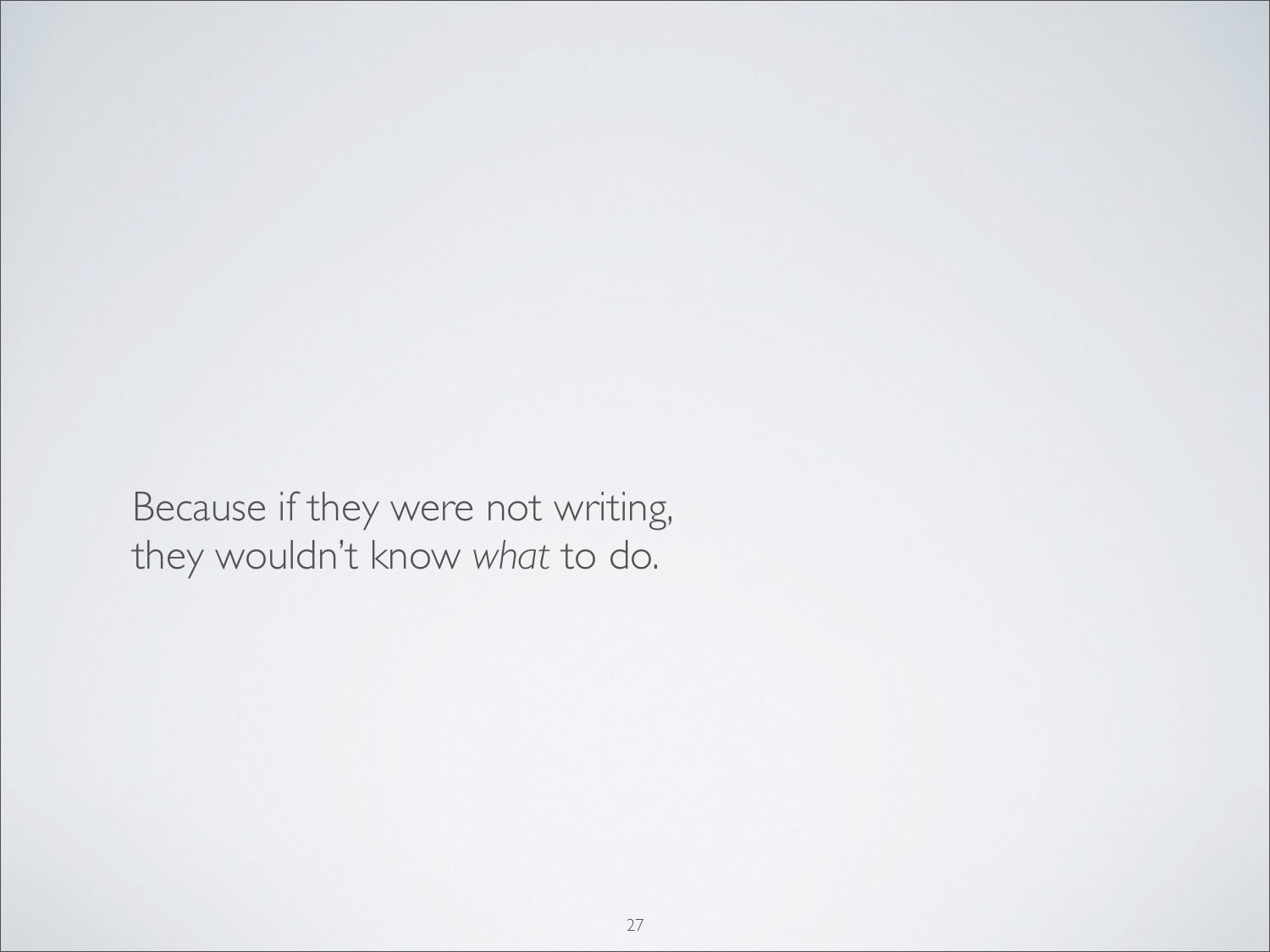Because if they were not writing,
they wouldn't know *what* to do.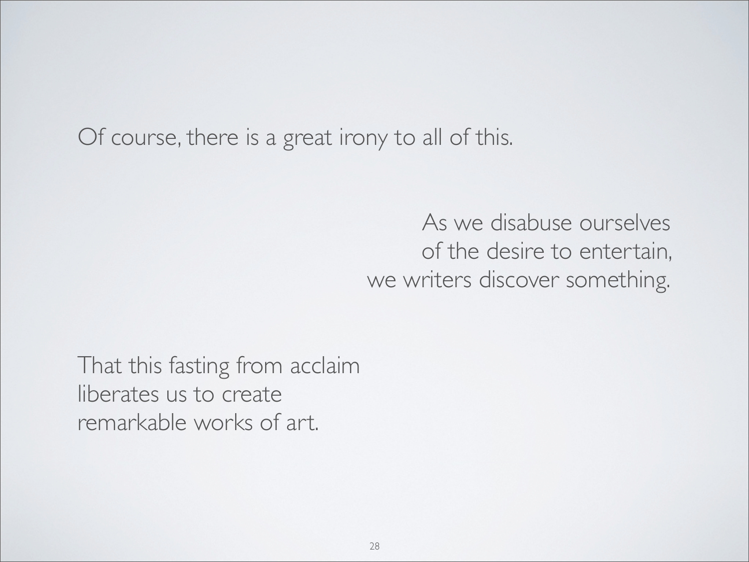Of course, there is a great irony to all of this.

As we disabuse ourselves
of the desire to entertain,
we writers discover something.

That this fasting from acclaim
liberates us to create
remarkable works of art.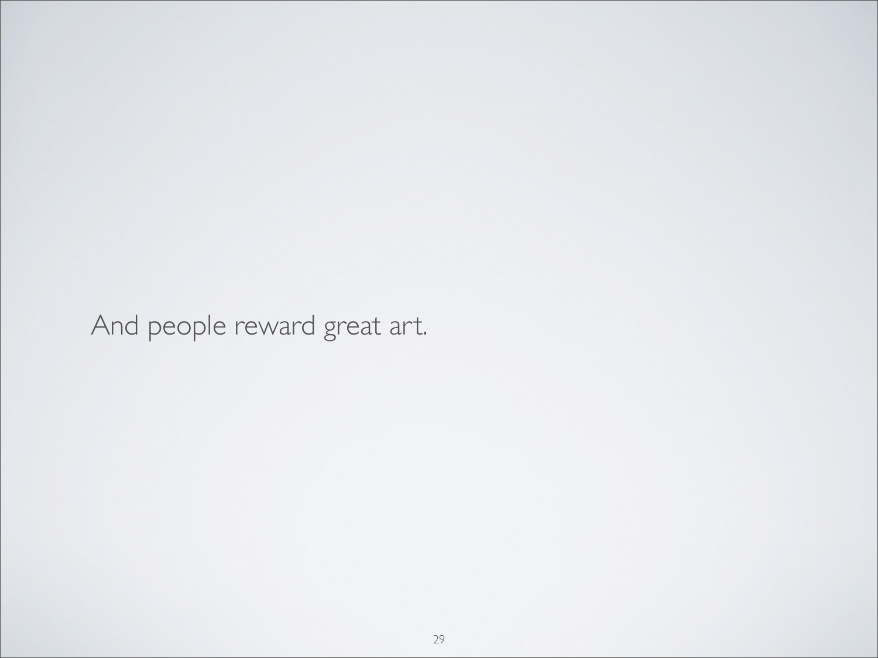And people reward great art.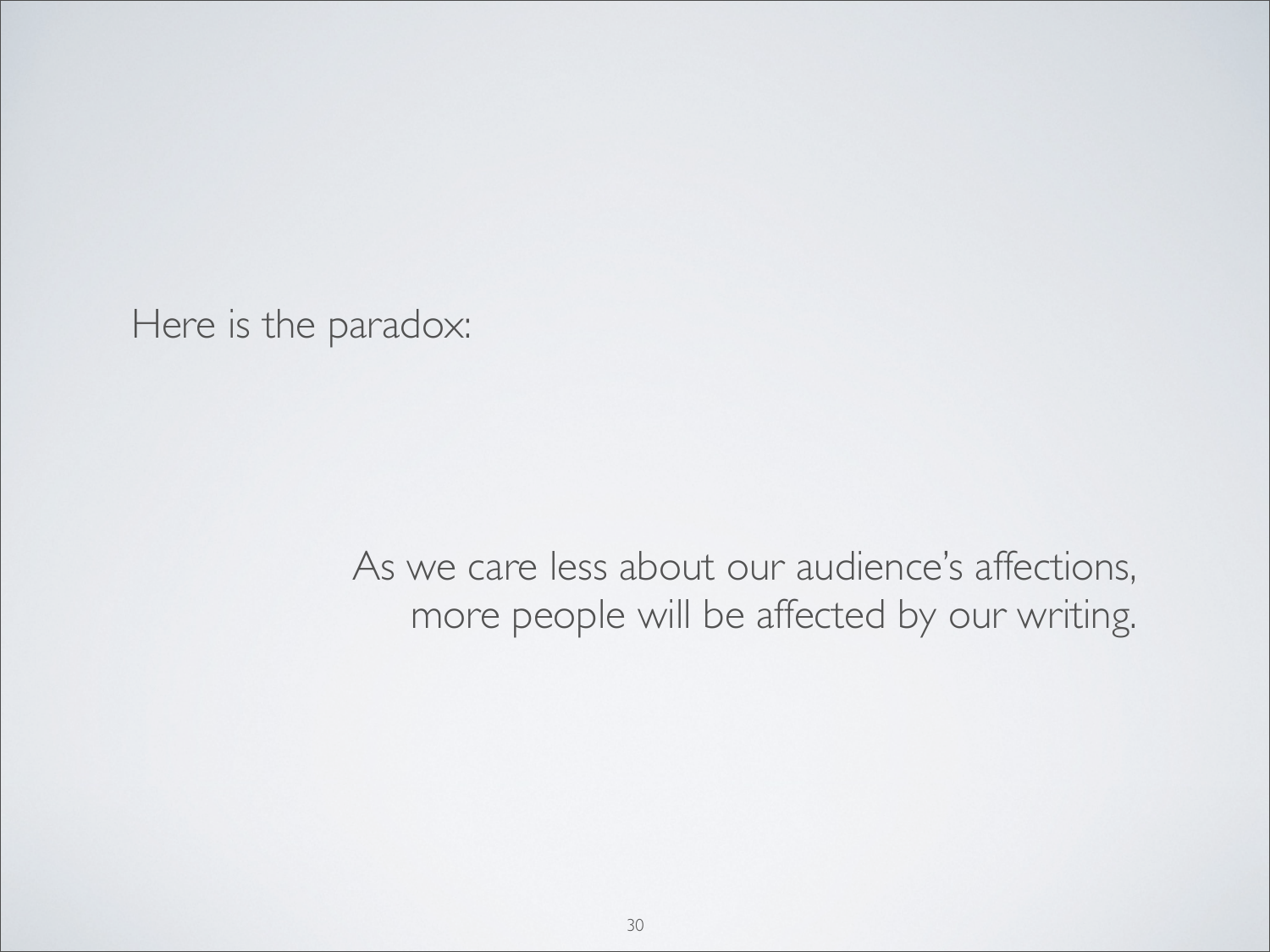Here is the paradox:

As we care less about our audience's affections,
more people will be affected by our writing.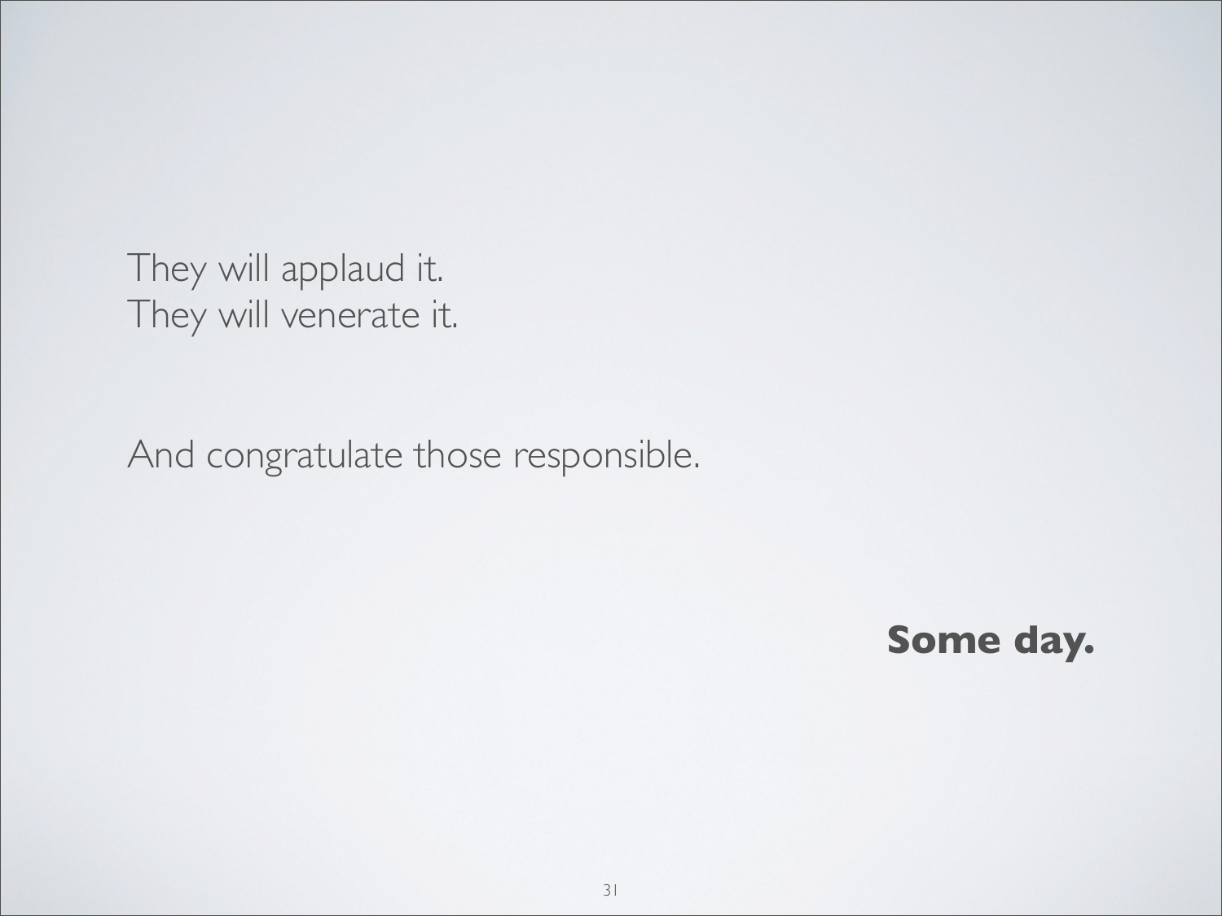They will applaud it.
They will venerate it.

And congratulate those responsible.

**Some day.**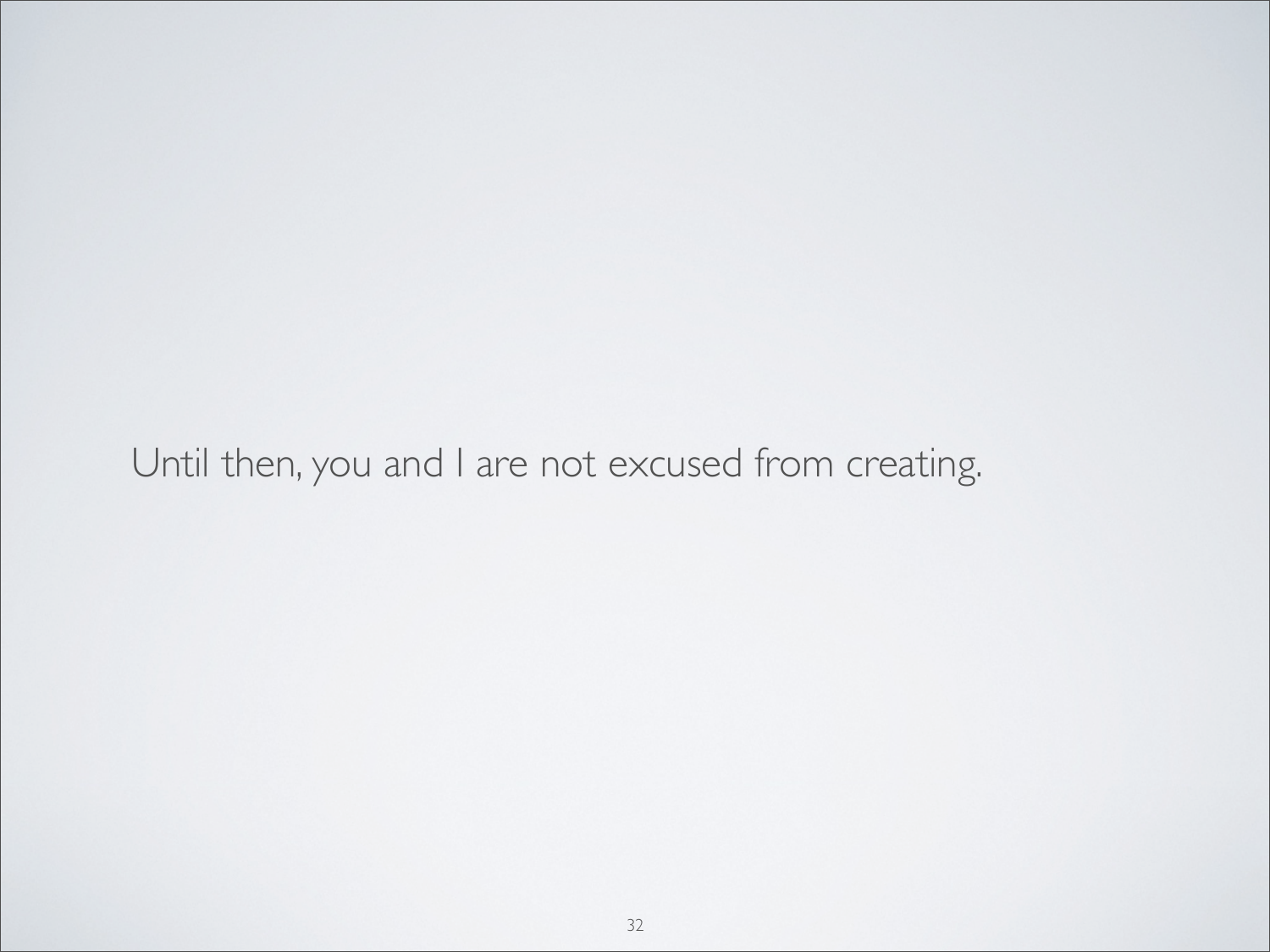Until then, you and I are not excused from creating.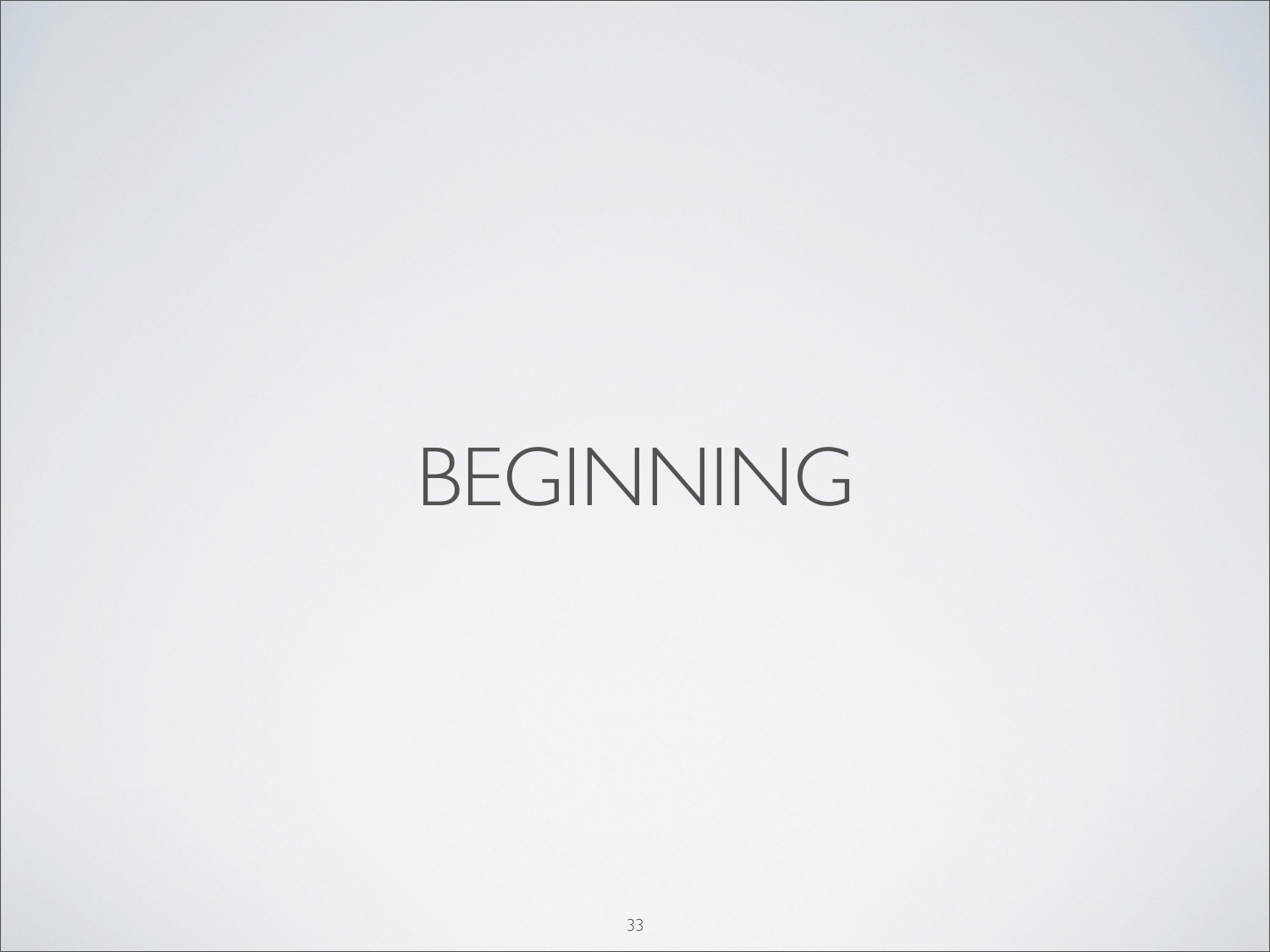# BEGINNING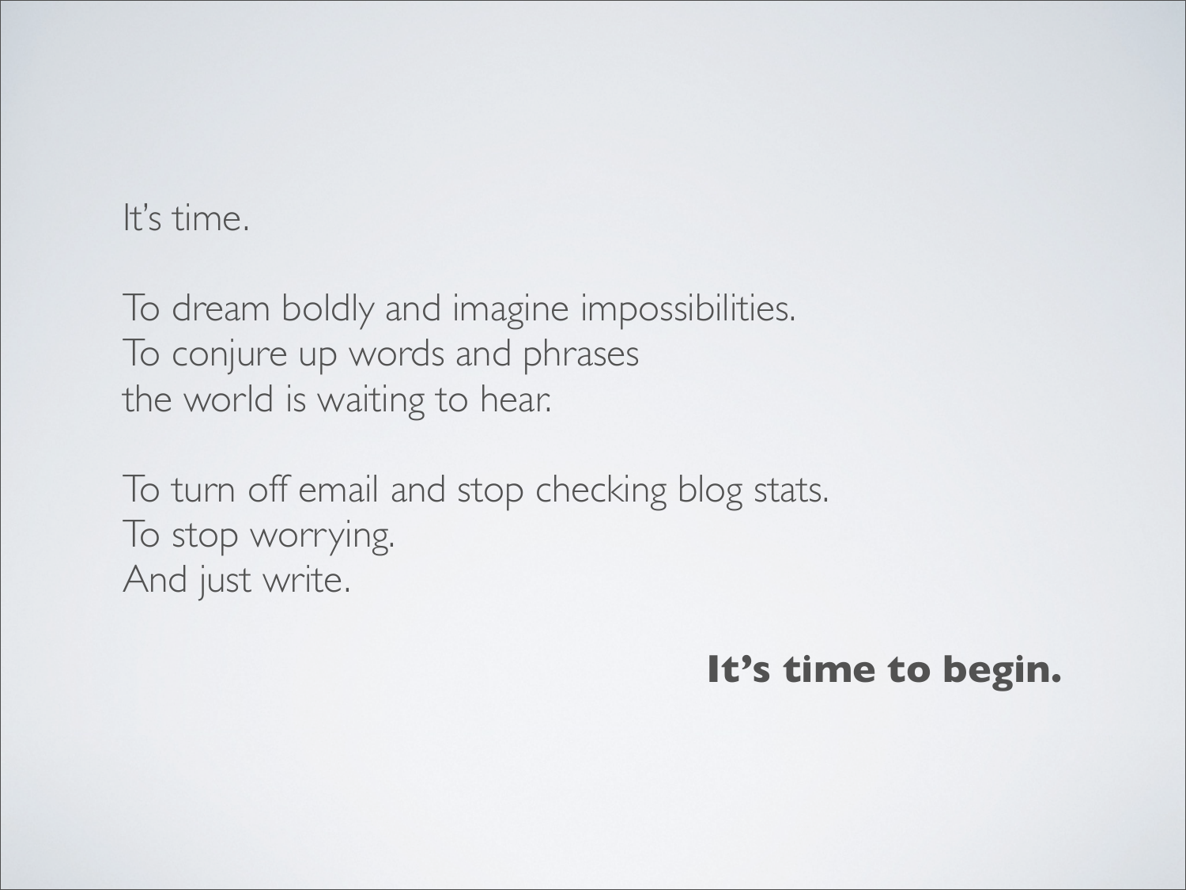It's time.

To dream boldly and imagine impossibilities.
To conjure up words and phrases
the world is waiting to hear.

To turn off email and stop checking blog stats.
To stop worrying.
And just write.

**It's time to begin.**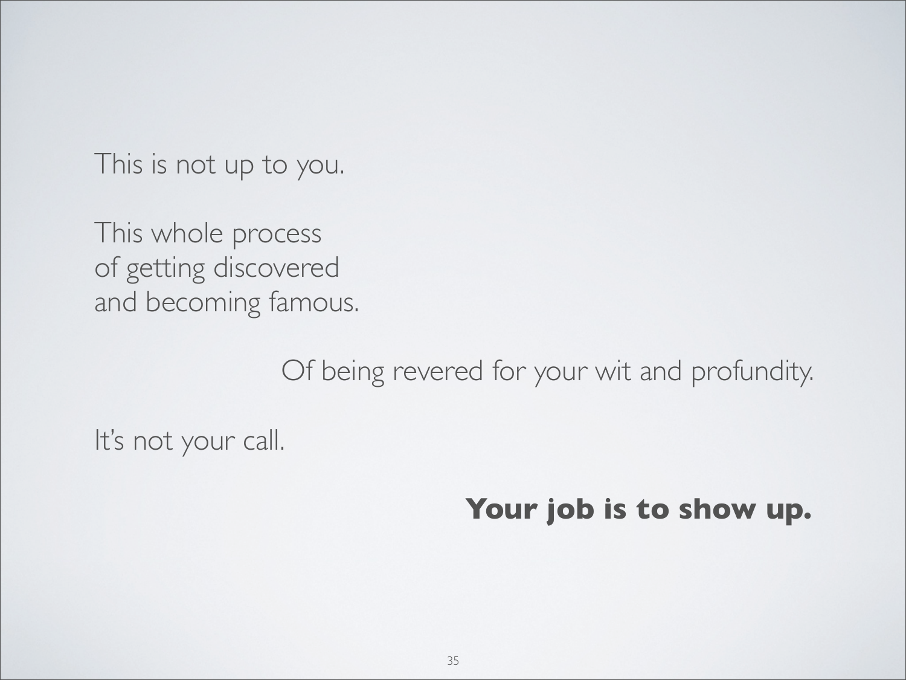This is not up to you.

This whole process
of getting discovered
and becoming famous.

Of being revered for your wit and profundity.

It's not your call.

**Your job is to show up.**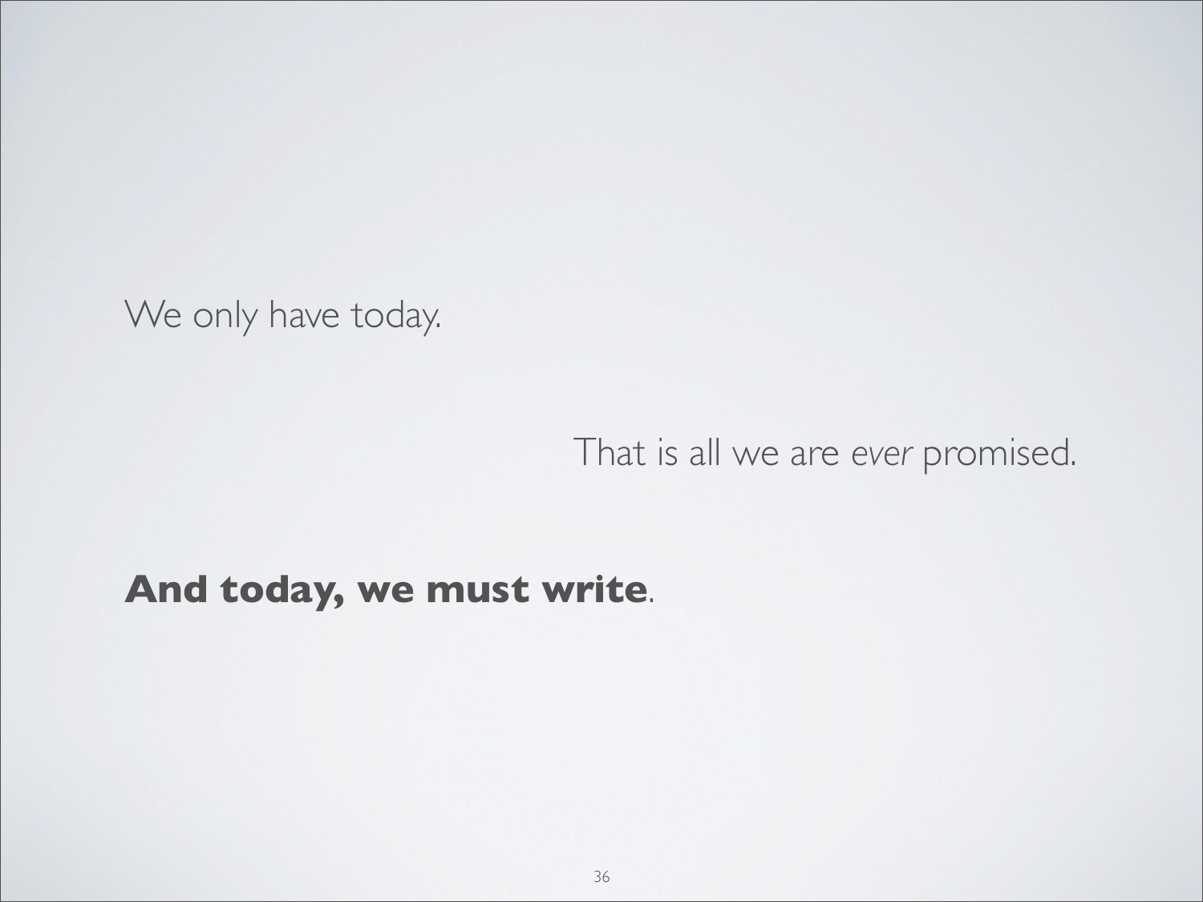We only have today.

That is all we are *ever* promised.

**And today, we must write**.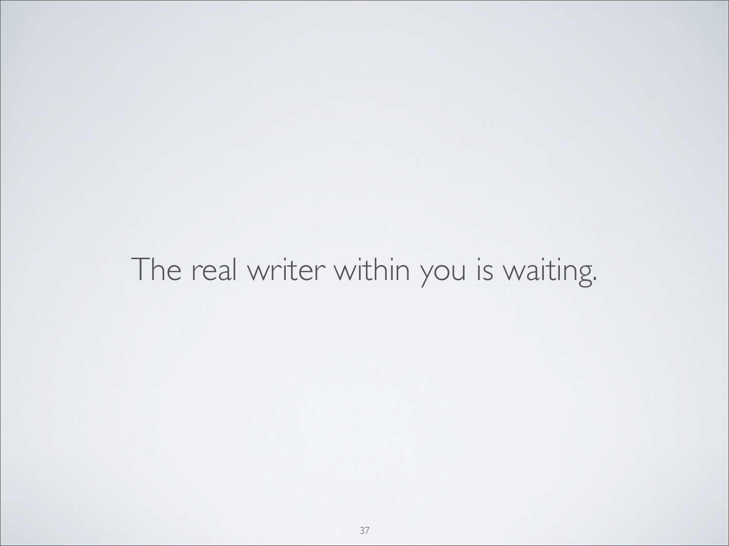The real writer within you is waiting.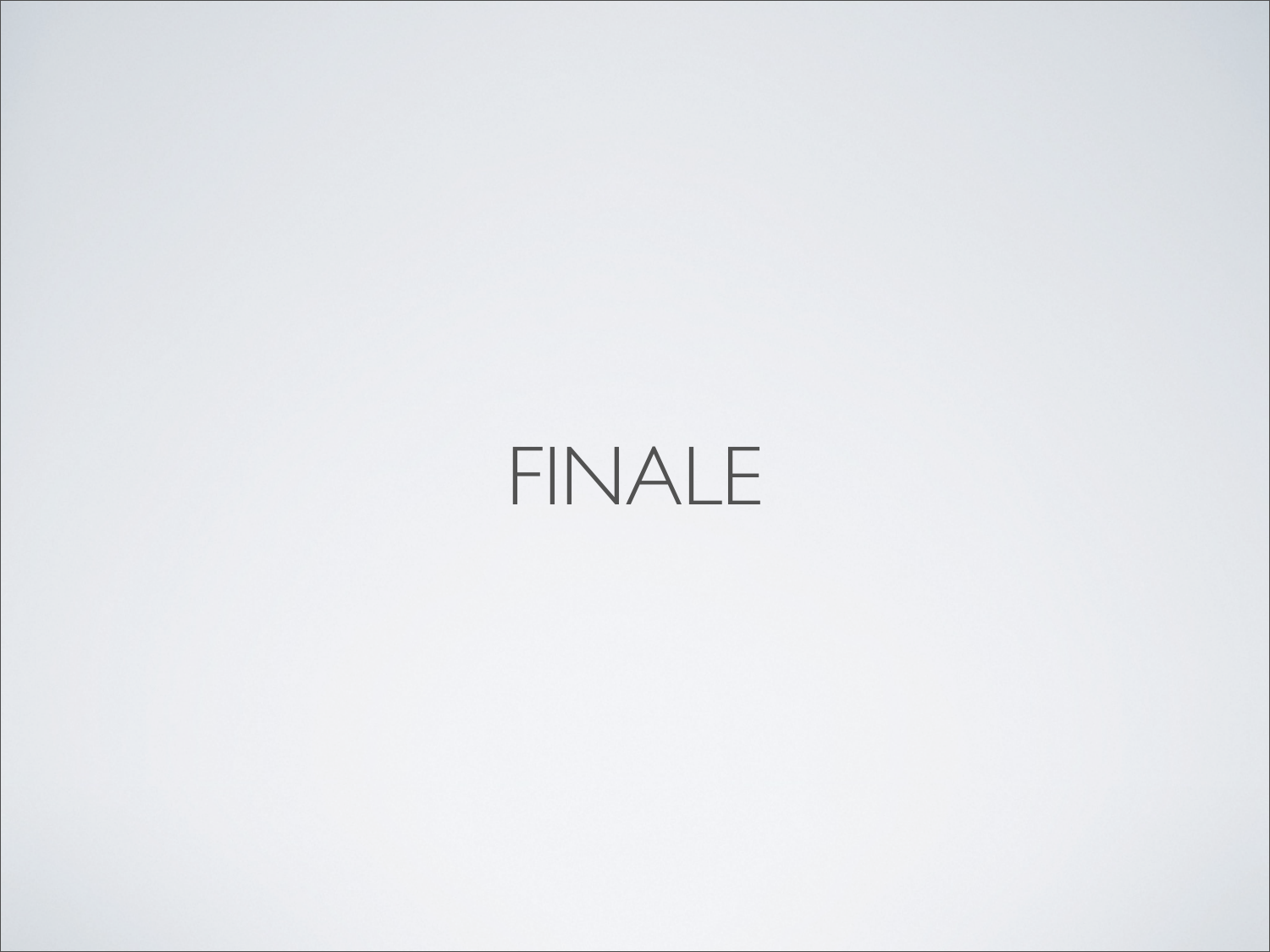# FINALE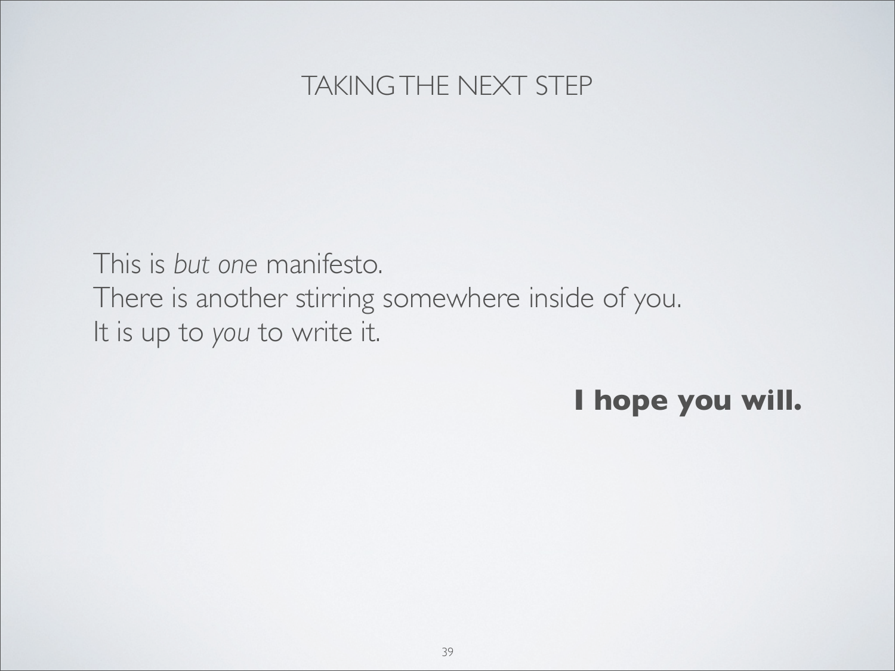## TAKING THE NEXT STEP

This is *but one* manifesto.
There is another stirring somewhere inside of you.
It is up to *you* to write it.

**I hope you will.**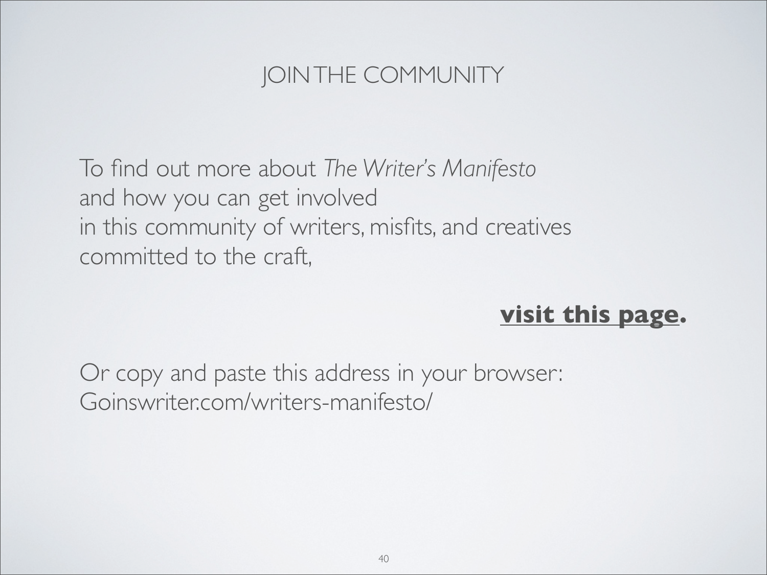# JOIN THE COMMUNITY

To find out more about *The Writer's Manifesto*
and how you can get involved
in this community of writers, misfits, and creatives
committed to the craft,

**visit this page.**

Or copy and paste this address in your browser:
Goinswriter.com/writers-manifesto/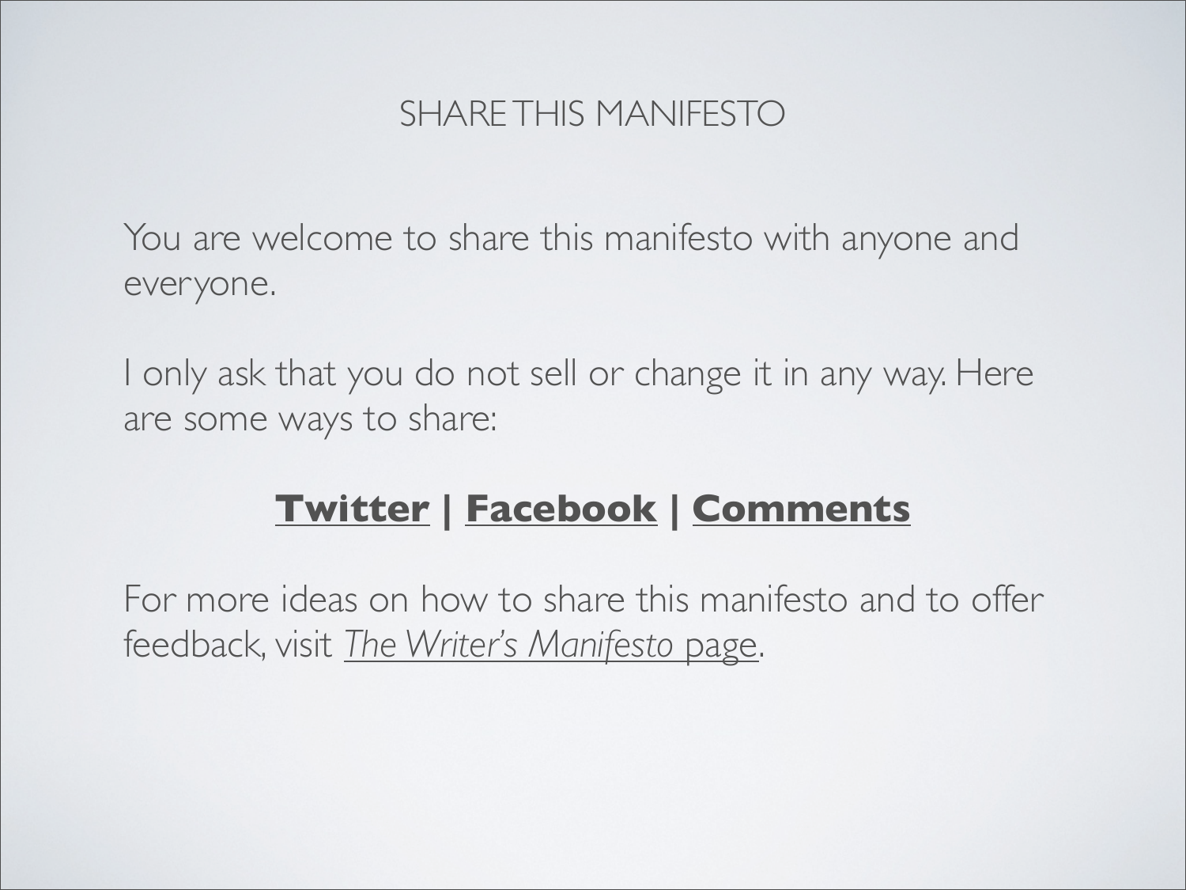## SHARE THIS MANIFESTO

You are welcome to share this manifesto with anyone and everyone.

I only ask that you do not sell or change it in any way. Here are some ways to share:

**Twitter** | **Facebook** | **Comments**

For more ideas on how to share this manifesto and to offer feedback, visit *The Writer's Manifesto* page.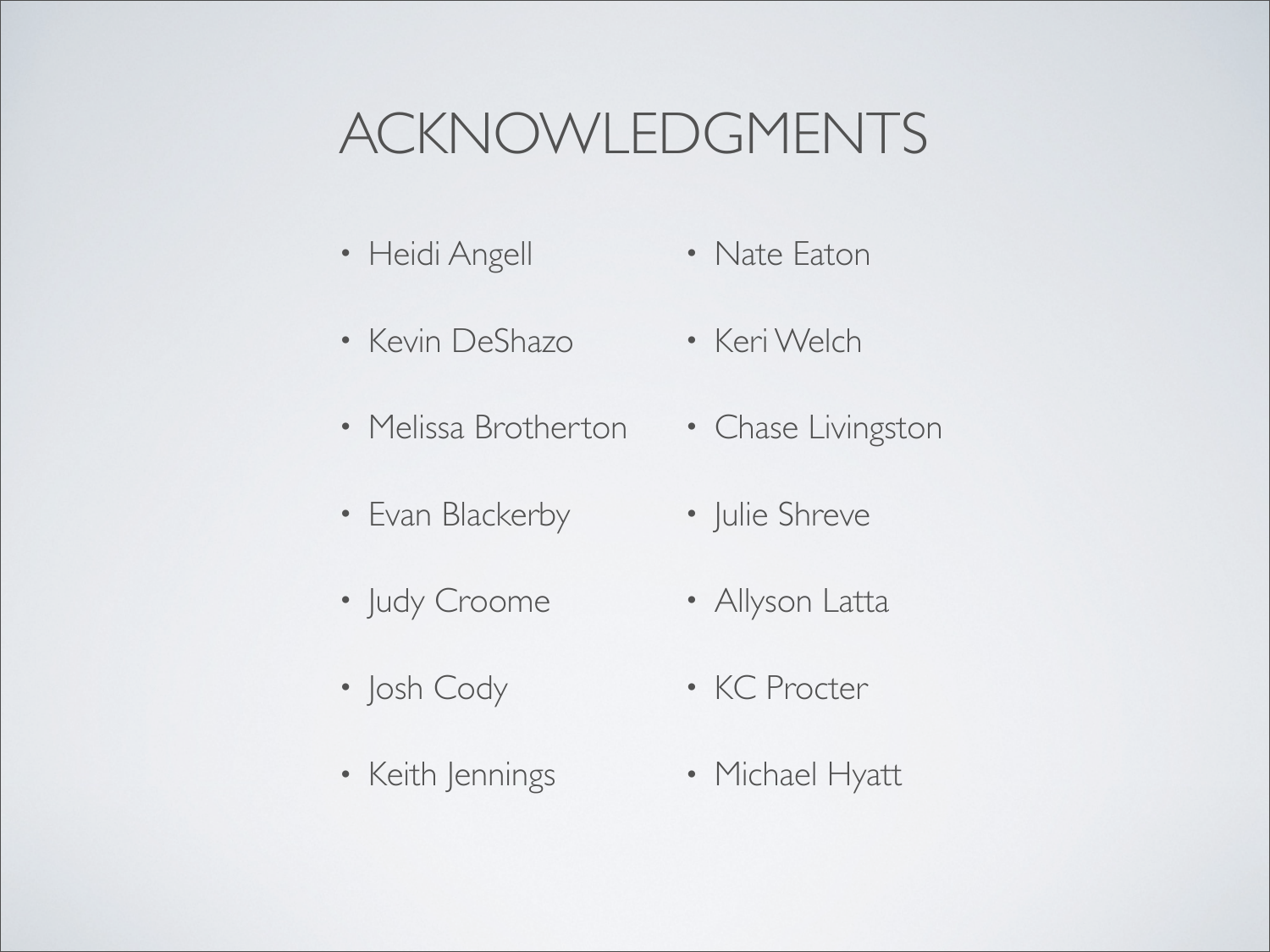# ACKNOWLEDGMENTS

- Heidi Angell
- Kevin DeShazo
- Melissa Brotherton
- Evan Blackerby
- Judy Croome
- Josh Cody
- Keith Jennings
- Nate Eaton
- Keri Welch
- Chase Livingston
- Julie Shreve
- Allyson Latta
- KC Procter
- Michael Hyatt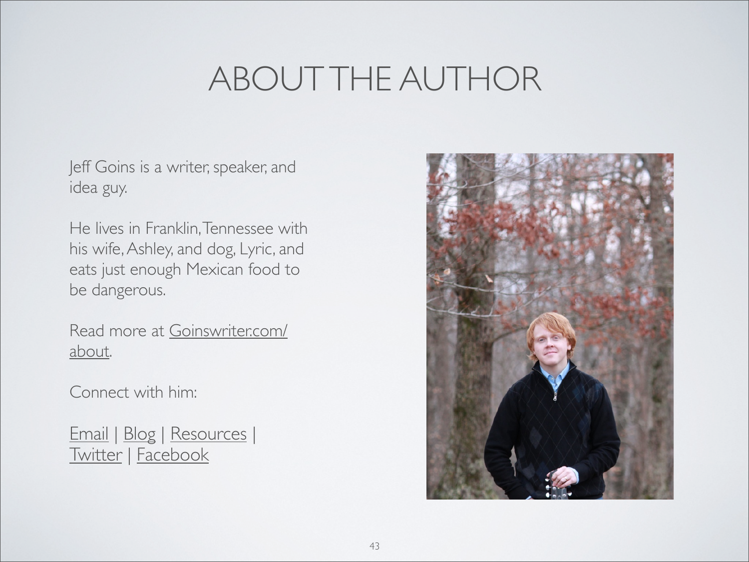# ABOUT THE AUTHOR

Jeff Goins is a writer, speaker, and idea guy.

He lives in Franklin, Tennessee with his wife, Ashley, and dog, Lyric, and eats just enough Mexican food to be dangerous.

Read more at Goinswriter.com/about.

Connect with him:

Email | Blog | Resources | Twitter | Facebook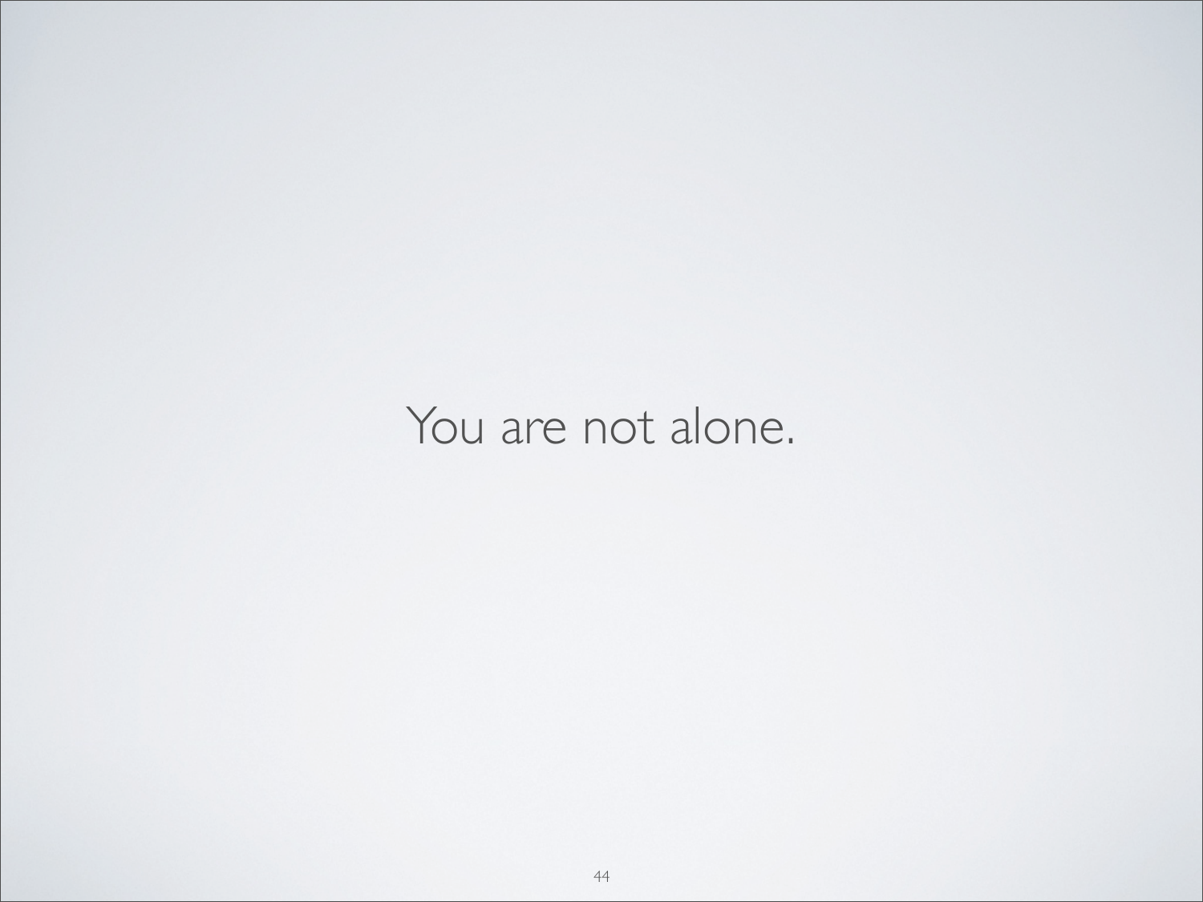You are not alone.